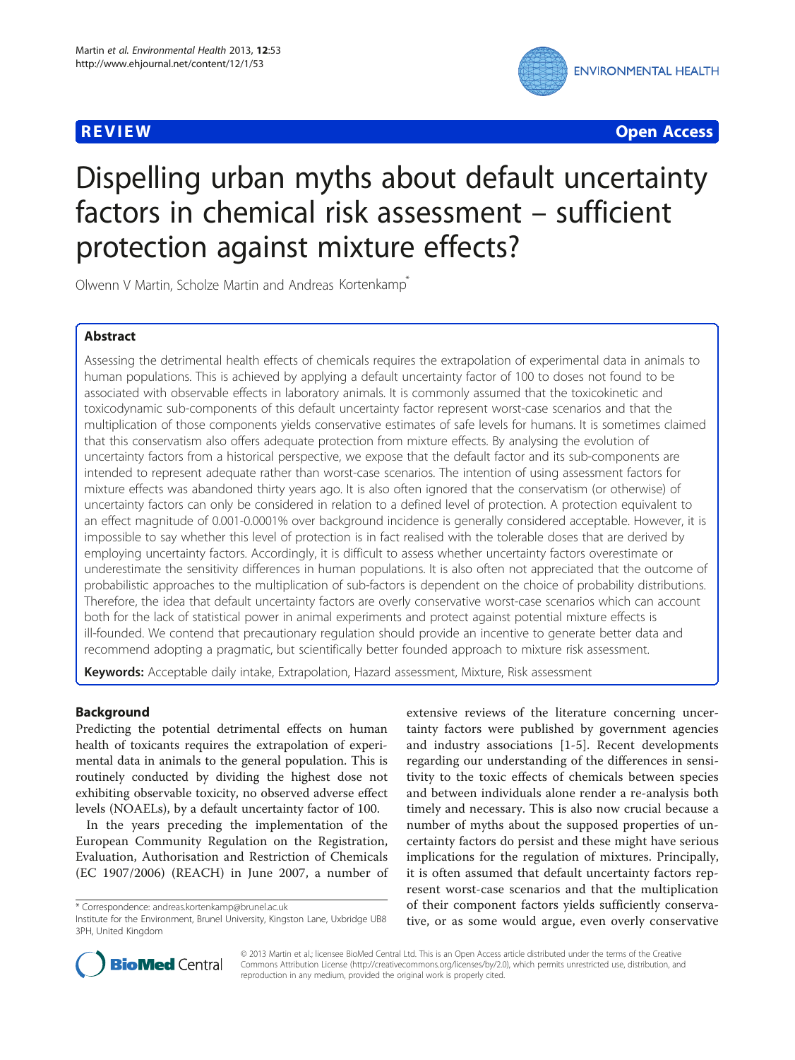REVIEW Open Access

# Dispelling urban myths about default uncertainty factors in chemical risk assessment – sufficient protection against mixture effects?

Olwenn V Martin, Scholze Martin and Andreas Kortenkamp*

## Abstract

Assessing the detrimental health effects of chemicals requires the extrapolation of experimental data in animals to human populations. This is achieved by applying a default uncertainty factor of 100 to doses not found to be associated with observable effects in laboratory animals. It is commonly assumed that the toxicokinetic and toxicodynamic sub-components of this default uncertainty factor represent worst-case scenarios and that the multiplication of those components yields conservative estimates of safe levels for humans. It is sometimes claimed that this conservatism also offers adequate protection from mixture effects. By analysing the evolution of uncertainty factors from a historical perspective, we expose that the default factor and its sub-components are intended to represent adequate rather than worst-case scenarios. The intention of using assessment factors for mixture effects was abandoned thirty years ago. It is also often ignored that the conservatism (or otherwise) of uncertainty factors can only be considered in relation to a defined level of protection. A protection equivalent to an effect magnitude of 0.001-0.0001% over background incidence is generally considered acceptable. However, it is impossible to say whether this level of protection is in fact realised with the tolerable doses that are derived by employing uncertainty factors. Accordingly, it is difficult to assess whether uncertainty factors overestimate or underestimate the sensitivity differences in human populations. It is also often not appreciated that the outcome of probabilistic approaches to the multiplication of sub-factors is dependent on the choice of probability distributions. Therefore, the idea that default uncertainty factors are overly conservative worst-case scenarios which can account both for the lack of statistical power in animal experiments and protect against potential mixture effects is ill-founded. We contend that precautionary regulation should provide an incentive to generate better data and recommend adopting a pragmatic, but scientifically better founded approach to mixture risk assessment.

**Keywords:** Acceptable daily intake, Extrapolation, Hazard assessment, Mixture, Risk assessment

## Background

Predicting the potential detrimental effects on human health of toxicants requires the extrapolation of experimental data in animals to the general population. This is routinely conducted by dividing the highest dose not exhibiting observable toxicity, no observed adverse effect levels (NOAELs), by a default uncertainty factor of 100.

In the years preceding the implementation of the European Community Regulation on the Registration, Evaluation, Authorisation and Restriction of Chemicals (EC 1907/2006) (REACH) in June 2007, a number of extensive reviews of the literature concerning uncertainty factors were published by government agencies and industry associations [1-5]. Recent developments regarding our understanding of the differences in sensitivity to the toxic effects of chemicals between species and between individuals alone render a re-analysis both timely and necessary. This is also now crucial because a number of myths about the supposed properties of uncertainty factors do persist and these might have serious implications for the regulation of mixtures. Principally, it is often assumed that default uncertainty factors represent worst-case scenarios and that the multiplication of their component factors yields sufficiently conservative, or as some would argue, even overly conservative

\* Correspondence: andreas.kortenkamp@brunel.ac.uk
Institute for the Environment, Brunel University, Kingston Lane, Uxbridge UB8 3PH, United Kingdom

© 2013 Martin et al.; licensee BioMed Central Ltd. This is an Open Access article distributed under the terms of the Creative Commons Attribution License (http://creativecommons.org/licenses/by/2.0), which permits unrestricted use, distribution, and reproduction in any medium, provided the original work is properly cited.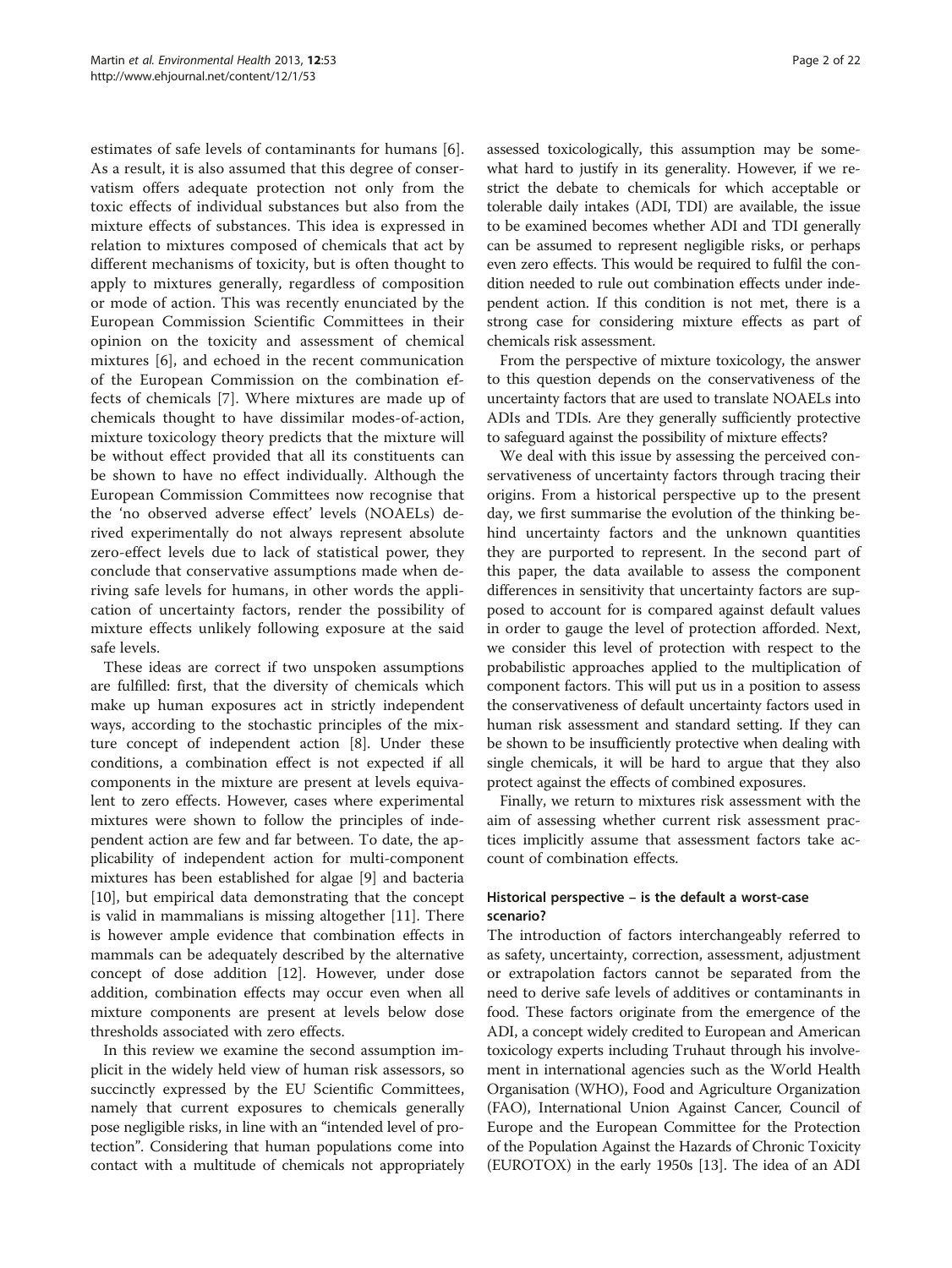estimates of safe levels of contaminants for humans [6]. As a result, it is also assumed that this degree of conservatism offers adequate protection not only from the toxic effects of individual substances but also from the mixture effects of substances. This idea is expressed in relation to mixtures composed of chemicals that act by different mechanisms of toxicity, but is often thought to apply to mixtures generally, regardless of composition or mode of action. This was recently enunciated by the European Commission Scientific Committees in their opinion on the toxicity and assessment of chemical mixtures [6], and echoed in the recent communication of the European Commission on the combination effects of chemicals [7]. Where mixtures are made up of chemicals thought to have dissimilar modes-of-action, mixture toxicology theory predicts that the mixture will be without effect provided that all its constituents can be shown to have no effect individually. Although the European Commission Committees now recognise that the 'no observed adverse effect' levels (NOAELs) derived experimentally do not always represent absolute zero-effect levels due to lack of statistical power, they conclude that conservative assumptions made when deriving safe levels for humans, in other words the application of uncertainty factors, render the possibility of mixture effects unlikely following exposure at the said safe levels.

These ideas are correct if two unspoken assumptions are fulfilled: first, that the diversity of chemicals which make up human exposures act in strictly independent ways, according to the stochastic principles of the mixture concept of independent action [8]. Under these conditions, a combination effect is not expected if all components in the mixture are present at levels equivalent to zero effects. However, cases where experimental mixtures were shown to follow the principles of independent action are few and far between. To date, the applicability of independent action for multi-component mixtures has been established for algae [9] and bacteria [10], but empirical data demonstrating that the concept is valid in mammalians is missing altogether [11]. There is however ample evidence that combination effects in mammals can be adequately described by the alternative concept of dose addition [12]. However, under dose addition, combination effects may occur even when all mixture components are present at levels below dose thresholds associated with zero effects.

In this review we examine the second assumption implicit in the widely held view of human risk assessors, so succinctly expressed by the EU Scientific Committees, namely that current exposures to chemicals generally pose negligible risks, in line with an "intended level of protection". Considering that human populations come into contact with a multitude of chemicals not appropriately assessed toxicologically, this assumption may be somewhat hard to justify in its generality. However, if we restrict the debate to chemicals for which acceptable or tolerable daily intakes (ADI, TDI) are available, the issue to be examined becomes whether ADI and TDI generally can be assumed to represent negligible risks, or perhaps even zero effects. This would be required to fulfil the condition needed to rule out combination effects under independent action. If this condition is not met, there is a strong case for considering mixture effects as part of chemicals risk assessment.

From the perspective of mixture toxicology, the answer to this question depends on the conservativeness of the uncertainty factors that are used to translate NOAELs into ADIs and TDIs. Are they generally sufficiently protective to safeguard against the possibility of mixture effects?

We deal with this issue by assessing the perceived conservativeness of uncertainty factors through tracing their origins. From a historical perspective up to the present day, we first summarise the evolution of the thinking behind uncertainty factors and the unknown quantities they are purported to represent. In the second part of this paper, the data available to assess the component differences in sensitivity that uncertainty factors are supposed to account for is compared against default values in order to gauge the level of protection afforded. Next, we consider this level of protection with respect to the probabilistic approaches applied to the multiplication of component factors. This will put us in a position to assess the conservativeness of default uncertainty factors used in human risk assessment and standard setting. If they can be shown to be insufficiently protective when dealing with single chemicals, it will be hard to argue that they also protect against the effects of combined exposures.

Finally, we return to mixtures risk assessment with the aim of assessing whether current risk assessment practices implicitly assume that assessment factors take account of combination effects.

### Historical perspective – is the default a worst-case scenario?

The introduction of factors interchangeably referred to as safety, uncertainty, correction, assessment, adjustment or extrapolation factors cannot be separated from the need to derive safe levels of additives or contaminants in food. These factors originate from the emergence of the ADI, a concept widely credited to European and American toxicology experts including Truhaut through his involvement in international agencies such as the World Health Organisation (WHO), Food and Agriculture Organization (FAO), International Union Against Cancer, Council of Europe and the European Committee for the Protection of the Population Against the Hazards of Chronic Toxicity (EUROTOX) in the early 1950s [13]. The idea of an ADI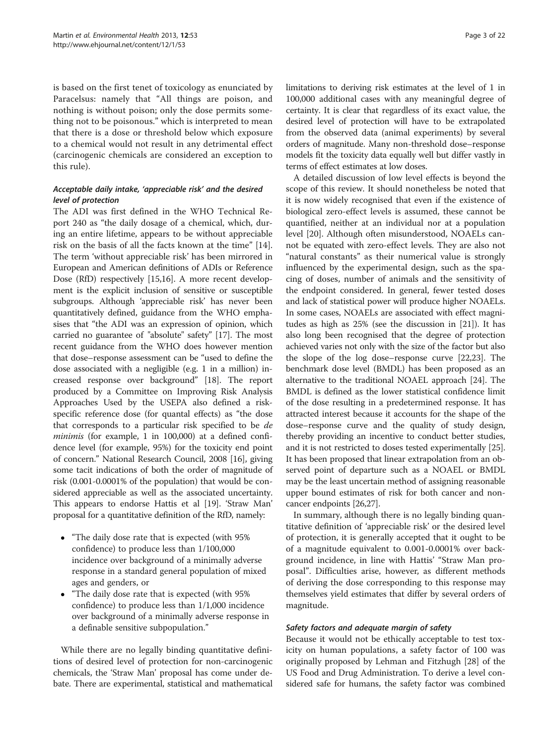is based on the first tenet of toxicology as enunciated by Paracelsus: namely that "All things are poison, and nothing is without poison; only the dose permits something not to be poisonous." which is interpreted to mean that there is a dose or threshold below which exposure to a chemical would not result in any detrimental effect (carcinogenic chemicals are considered an exception to this rule).

### *Acceptable daily intake, 'appreciable risk' and the desired level of protection*

The ADI was first defined in the WHO Technical Report 240 as "the daily dosage of a chemical, which, during an entire lifetime, appears to be without appreciable risk on the basis of all the facts known at the time" [14]. The term 'without appreciable risk' has been mirrored in European and American definitions of ADIs or Reference Dose (RfD) respectively [15,16]. A more recent development is the explicit inclusion of sensitive or susceptible subgroups. Although 'appreciable risk' has never been quantitatively defined, guidance from the WHO emphasises that "the ADI was an expression of opinion, which carried no guarantee of "absolute" safety" [17]. The most recent guidance from the WHO does however mention that dose–response assessment can be "used to define the dose associated with a negligible (e.g. 1 in a million) increased response over background" [18]. The report produced by a Committee on Improving Risk Analysis Approaches Used by the USEPA also defined a risk-specific reference dose (for quantal effects) as "the dose that corresponds to a particular risk specified to be *de minimis* (for example, 1 in 100,000) at a defined confidence level (for example, 95%) for the toxicity end point of concern." National Research Council, 2008 [16], giving some tacit indications of both the order of magnitude of risk (0.001-0.0001% of the population) that would be considered appreciable as well as the associated uncertainty. This appears to endorse Hattis et al [19]. 'Straw Man' proposal for a quantitative definition of the RfD, namely:

- "The daily dose rate that is expected (with 95% confidence) to produce less than 1/100,000 incidence over background of a minimally adverse response in a standard general population of mixed ages and genders, or
- "The daily dose rate that is expected (with 95% confidence) to produce less than 1/1,000 incidence over background of a minimally adverse response in a definable sensitive subpopulation."

While there are no legally binding quantitative definitions of desired level of protection for non-carcinogenic chemicals, the 'Straw Man' proposal has come under debate. There are experimental, statistical and mathematical limitations to deriving risk estimates at the level of 1 in 100,000 additional cases with any meaningful degree of certainty. It is clear that regardless of its exact value, the desired level of protection will have to be extrapolated from the observed data (animal experiments) by several orders of magnitude. Many non-threshold dose–response models fit the toxicity data equally well but differ vastly in terms of effect estimates at low doses.

A detailed discussion of low level effects is beyond the scope of this review. It should nonetheless be noted that it is now widely recognised that even if the existence of biological zero-effect levels is assumed, these cannot be quantified, neither at an individual nor at a population level [20]. Although often misunderstood, NOAELs cannot be equated with zero-effect levels. They are also not "natural constants" as their numerical value is strongly influenced by the experimental design, such as the spacing of doses, number of animals and the sensitivity of the endpoint considered. In general, fewer tested doses and lack of statistical power will produce higher NOAELs. In some cases, NOAELs are associated with effect magnitudes as high as 25% (see the discussion in [21]). It has also long been recognised that the degree of protection achieved varies not only with the size of the factor but also the slope of the log dose–response curve [22,23]. The benchmark dose level (BMDL) has been proposed as an alternative to the traditional NOAEL approach [24]. The BMDL is defined as the lower statistical confidence limit of the dose resulting in a predetermined response. It has attracted interest because it accounts for the shape of the dose–response curve and the quality of study design, thereby providing an incentive to conduct better studies, and it is not restricted to doses tested experimentally [25]. It has been proposed that linear extrapolation from an observed point of departure such as a NOAEL or BMDL may be the least uncertain method of assigning reasonable upper bound estimates of risk for both cancer and non-cancer endpoints [26,27].

In summary, although there is no legally binding quantitative definition of 'appreciable risk' or the desired level of protection, it is generally accepted that it ought to be of a magnitude equivalent to 0.001-0.0001% over background incidence, in line with Hattis' "Straw Man proposal". Difficulties arise, however, as different methods of deriving the dose corresponding to this response may themselves yield estimates that differ by several orders of magnitude.

### *Safety factors and adequate margin of safety*

Because it would not be ethically acceptable to test toxicity on human populations, a safety factor of 100 was originally proposed by Lehman and Fitzhugh [28] of the US Food and Drug Administration. To derive a level considered safe for humans, the safety factor was combined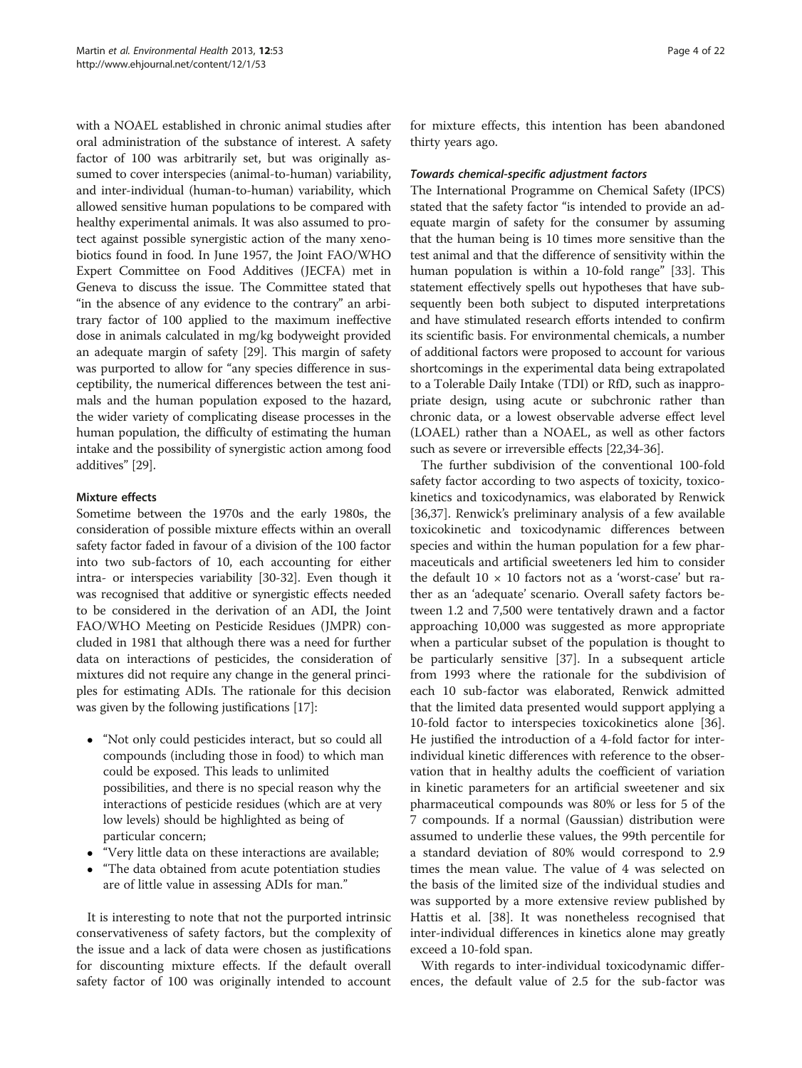with a NOAEL established in chronic animal studies after oral administration of the substance of interest. A safety factor of 100 was arbitrarily set, but was originally assumed to cover interspecies (animal-to-human) variability, and inter-individual (human-to-human) variability, which allowed sensitive human populations to be compared with healthy experimental animals. It was also assumed to protect against possible synergistic action of the many xenobiotics found in food. In June 1957, the Joint FAO/WHO Expert Committee on Food Additives (JECFA) met in Geneva to discuss the issue. The Committee stated that "in the absence of any evidence to the contrary" an arbitrary factor of 100 applied to the maximum ineffective dose in animals calculated in mg/kg bodyweight provided an adequate margin of safety [29]. This margin of safety was purported to allow for "any species difference in susceptibility, the numerical differences between the test animals and the human population exposed to the hazard, the wider variety of complicating disease processes in the human population, the difficulty of estimating the human intake and the possibility of synergistic action among food additives" [29].

#### Mixture effects

Sometime between the 1970s and the early 1980s, the consideration of possible mixture effects within an overall safety factor faded in favour of a division of the 100 factor into two sub-factors of 10, each accounting for either intra- or interspecies variability [30-32]. Even though it was recognised that additive or synergistic effects needed to be considered in the derivation of an ADI, the Joint FAO/WHO Meeting on Pesticide Residues (JMPR) concluded in 1981 that although there was a need for further data on interactions of pesticides, the consideration of mixtures did not require any change in the general principles for estimating ADIs. The rationale for this decision was given by the following justifications [17]:

- "Not only could pesticides interact, but so could all compounds (including those in food) to which man could be exposed. This leads to unlimited possibilities, and there is no special reason why the interactions of pesticide residues (which are at very low levels) should be highlighted as being of particular concern;
- "Very little data on these interactions are available;
- "The data obtained from acute potentiation studies are of little value in assessing ADIs for man."

It is interesting to note that not the purported intrinsic conservativeness of safety factors, but the complexity of the issue and a lack of data were chosen as justifications for discounting mixture effects. If the default overall safety factor of 100 was originally intended to account for mixture effects, this intention has been abandoned thirty years ago.

#### *Towards chemical-specific adjustment factors*

The International Programme on Chemical Safety (IPCS) stated that the safety factor "is intended to provide an adequate margin of safety for the consumer by assuming that the human being is 10 times more sensitive than the test animal and that the difference of sensitivity within the human population is within a 10-fold range" [33]. This statement effectively spells out hypotheses that have subsequently been both subject to disputed interpretations and have stimulated research efforts intended to confirm its scientific basis. For environmental chemicals, a number of additional factors were proposed to account for various shortcomings in the experimental data being extrapolated to a Tolerable Daily Intake (TDI) or RfD, such as inappropriate design, using acute or subchronic rather than chronic data, or a lowest observable adverse effect level (LOAEL) rather than a NOAEL, as well as other factors such as severe or irreversible effects [22,34-36].

The further subdivision of the conventional 100-fold safety factor according to two aspects of toxicity, toxicokinetics and toxicodynamics, was elaborated by Renwick [36,37]. Renwick's preliminary analysis of a few available toxicokinetic and toxicodynamic differences between species and within the human population for a few pharmaceuticals and artificial sweeteners led him to consider the default $10 \times 10$ factors not as a 'worst-case' but rather as an 'adequate' scenario. Overall safety factors between 1.2 and 7,500 were tentatively drawn and a factor approaching 10,000 was suggested as more appropriate when a particular subset of the population is thought to be particularly sensitive [37]. In a subsequent article from 1993 where the rationale for the subdivision of each 10 sub-factor was elaborated, Renwick admitted that the limited data presented would support applying a 10-fold factor to interspecies toxicokinetics alone [36]. He justified the introduction of a 4-fold factor for inter-individual kinetic differences with reference to the observation that in healthy adults the coefficient of variation in kinetic parameters for an artificial sweetener and six pharmaceutical compounds was 80% or less for 5 of the 7 compounds. If a normal (Gaussian) distribution were assumed to underlie these values, the 99th percentile for a standard deviation of 80% would correspond to 2.9 times the mean value. The value of 4 was selected on the basis of the limited size of the individual studies and was supported by a more extensive review published by Hattis et al. [38]. It was nonetheless recognised that inter-individual differences in kinetics alone may greatly exceed a 10-fold span.

With regards to inter-individual toxicodynamic differences, the default value of 2.5 for the sub-factor was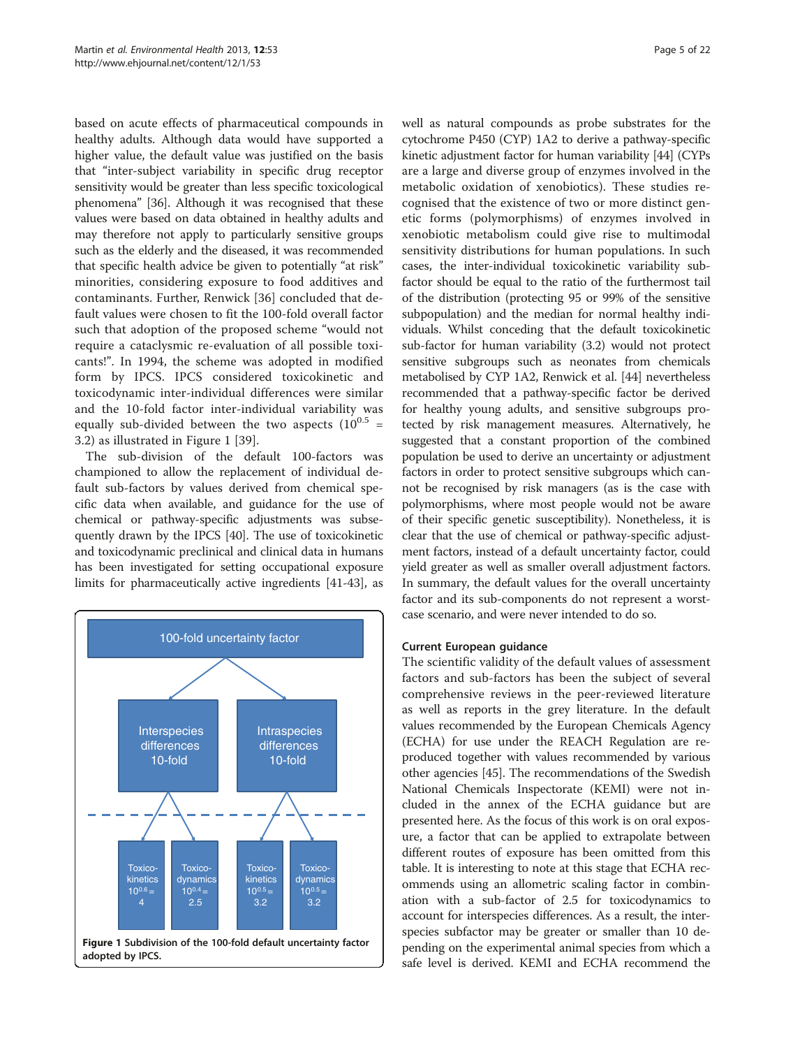based on acute effects of pharmaceutical compounds in healthy adults. Although data would have supported a higher value, the default value was justified on the basis that "inter-subject variability in specific drug receptor sensitivity would be greater than less specific toxicological phenomena" [36]. Although it was recognised that these values were based on data obtained in healthy adults and may therefore not apply to particularly sensitive groups such as the elderly and the diseased, it was recommended that specific health advice be given to potentially "at risk" minorities, considering exposure to food additives and contaminants. Further, Renwick [36] concluded that default values were chosen to fit the 100-fold overall factor such that adoption of the proposed scheme "would not require a cataclysmic re-evaluation of all possible toxicants!". In 1994, the scheme was adopted in modified form by IPCS. IPCS considered toxicokinetic and toxicodynamic inter-individual differences were similar and the 10-fold factor inter-individual variability was equally sub-divided between the two aspects ($10^{0.5}$ = 3.2) as illustrated in Figure 1 [39].

The sub-division of the default 100-factors was championed to allow the replacement of individual default sub-factors by values derived from chemical specific data when available, and guidance for the use of chemical or pathway-specific adjustments was subsequently drawn by the IPCS [40]. The use of toxicokinetic and toxicodynamic preclinical and clinical data in humans has been investigated for setting occupational exposure limits for pharmaceutically active ingredients [41-43], as well as natural compounds as probe substrates for the cytochrome P450 (CYP) 1A2 to derive a pathway-specific kinetic adjustment factor for human variability [44] (CYPs are a large and diverse group of enzymes involved in the metabolic oxidation of xenobiotics). These studies recognised that the existence of two or more distinct genetic forms (polymorphisms) of enzymes involved in xenobiotic metabolism could give rise to multimodal sensitivity distributions for human populations. In such cases, the inter-individual toxicokinetic variability subfactor should be equal to the ratio of the furthermost tail of the distribution (protecting 95 or 99% of the sensitive subpopulation) and the median for normal healthy individuals. Whilst conceding that the default toxicokinetic sub-factor for human variability (3.2) would not protect sensitive subgroups such as neonates from chemicals metabolised by CYP 1A2, Renwick et al. [44] nevertheless recommended that a pathway-specific factor be derived for healthy young adults, and sensitive subgroups protected by risk management measures. Alternatively, he suggested that a constant proportion of the combined population be used to derive an uncertainty or adjustment factors in order to protect sensitive subgroups which cannot be recognised by risk managers (as is the case with polymorphisms, where most people would not be aware of their specific genetic susceptibility). Nonetheless, it is clear that the use of chemical or pathway-specific adjustment factors, instead of a default uncertainty factor, could yield greater as well as smaller overall adjustment factors. In summary, the default values for the overall uncertainty factor and its sub-components do not represent a worst-case scenario, and were never intended to do so.

100-fold uncertainty factor
- Interspecies differences 10-fold
  - Toxicokinetics $10^{0.6}$ = 4
  - Toxicodynamics $10^{0.4}$ = 2.5
- Intraspecies differences 10-fold
  - Toxicokinetics $10^{0.5}$ = 3.2
  - Toxicodynamics $10^{0.5}$ = 3.2

**Figure 1 Subdivision of the 100-fold default uncertainty factor adopted by IPCS.**

### Current European guidance

The scientific validity of the default values of assessment factors and sub-factors has been the subject of several comprehensive reviews in the peer-reviewed literature as well as reports in the grey literature. In the default values recommended by the European Chemicals Agency (ECHA) for use under the REACH Regulation are reproduced together with values recommended by various other agencies [45]. The recommendations of the Swedish National Chemicals Inspectorate (KEMI) were not included in the annex of the ECHA guidance but are presented here. As the focus of this work is on oral exposure, a factor that can be applied to extrapolate between different routes of exposure has been omitted from this table. It is interesting to note at this stage that ECHA recommends using an allometric scaling factor in combination with a sub-factor of 2.5 for toxicodynamics to account for interspecies differences. As a result, the interspecies subfactor may be greater or smaller than 10 depending on the experimental animal species from which a safe level is derived. KEMI and ECHA recommend the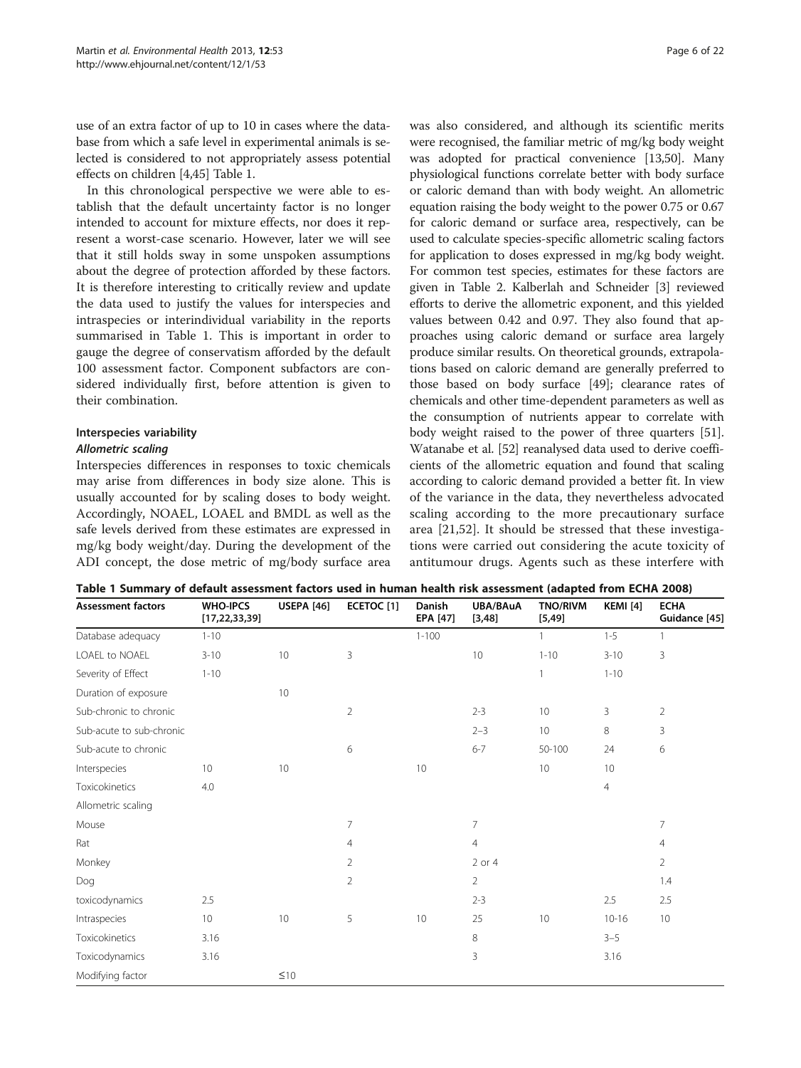use of an extra factor of up to 10 in cases where the database from which a safe level in experimental animals is selected is considered to not appropriately assess potential effects on children [4,45] Table 1.

In this chronological perspective we were able to establish that the default uncertainty factor is no longer intended to account for mixture effects, nor does it represent a worst-case scenario. However, later we will see that it still holds sway in some unspoken assumptions about the degree of protection afforded by these factors. It is therefore interesting to critically review and update the data used to justify the values for interspecies and intraspecies or interindividual variability in the reports summarised in Table 1. This is important in order to gauge the degree of conservatism afforded by the default 100 assessment factor. Component subfactors are considered individually first, before attention is given to their combination.

### Interspecies variability

#### *Allometric scaling*

Interspecies differences in responses to toxic chemicals may arise from differences in body size alone. This is usually accounted for by scaling doses to body weight. Accordingly, NOAEL, LOAEL and BMDL as well as the safe levels derived from these estimates are expressed in mg/kg body weight/day. During the development of the ADI concept, the dose metric of mg/body surface area was also considered, and although its scientific merits were recognised, the familiar metric of mg/kg body weight was adopted for practical convenience [13,50]. Many physiological functions correlate better with body surface or caloric demand than with body weight. An allometric equation raising the body weight to the power 0.75 or 0.67 for caloric demand or surface area, respectively, can be used to calculate species-specific allometric scaling factors for application to doses expressed in mg/kg body weight. For common test species, estimates for these factors are given in Table 2. Kalberlah and Schneider [3] reviewed efforts to derive the allometric exponent, and this yielded values between 0.42 and 0.97. They also found that approaches using caloric demand or surface area largely produce similar results. On theoretical grounds, extrapolations based on caloric demand are generally preferred to those based on body surface [49]; clearance rates of chemicals and other time-dependent parameters as well as the consumption of nutrients appear to correlate with body weight raised to the power of three quarters [51]. Watanabe et al. [52] reanalysed data used to derive coefficients of the allometric equation and found that scaling according to caloric demand provided a better fit. In view of the variance in the data, they nevertheless advocated scaling according to the more precautionary surface area [21,52]. It should be stressed that these investigations were carried out considering the acute toxicity of antitumour drugs. Agents such as these interfere with

**Table 1 Summary of default assessment factors used in human health risk assessment (adapted from ECHA 2008)**

| Assessment factors | WHO-IPCS [17,22,33,39] | USEPA [46] | ECETOC [1] | Danish EPA [47] | UBA/BAuA [3,48] | TNO/RIVM [5,49] | KEMI [4] | ECHA Guidance [45] |
|---|---|---|---|---|---|---|---|---|
| Database adequacy | 1-10 | | | 1-100 | | 1 | 1-5 | 1 |
| LOAEL to NOAEL | 3-10 | 10 | 3 | | 10 | 1-10 | 3-10 | 3 |
| Severity of Effect | 1-10 | | | | | 1 | 1-10 | |
| Duration of exposure | | 10 | | | | | | |
| Sub-chronic to chronic | | | 2 | | 2-3 | 10 | 3 | 2 |
| Sub-acute to sub-chronic | | | | | 2–3 | 10 | 8 | 3 |
| Sub-acute to chronic | | | 6 | | 6-7 | 50-100 | 24 | 6 |
| Interspecies | 10 | 10 | | 10 | | 10 | 10 | |
| Toxicokinetics | 4.0 | | | | | | 4 | |
| Allometric scaling | | | | | | | | |
| Mouse | | | 7 | | 7 | | | 7 |
| Rat | | | 4 | | 4 | | | 4 |
| Monkey | | | 2 | | 2 or 4 | | | 2 |
| Dog | | | 2 | | 2 | | | 1.4 |
| toxicodynamics | 2.5 | | | | 2-3 | | 2.5 | 2.5 |
| Intraspecies | 10 | 10 | 5 | 10 | 25 | 10 | 10-16 | 10 |
| Toxicokinetics | 3.16 | | | | 8 | | 3–5 | |
| Toxicodynamics | 3.16 | | | | 3 | | 3.16 | |
| Modifying factor | | ≤10 | | | | | | |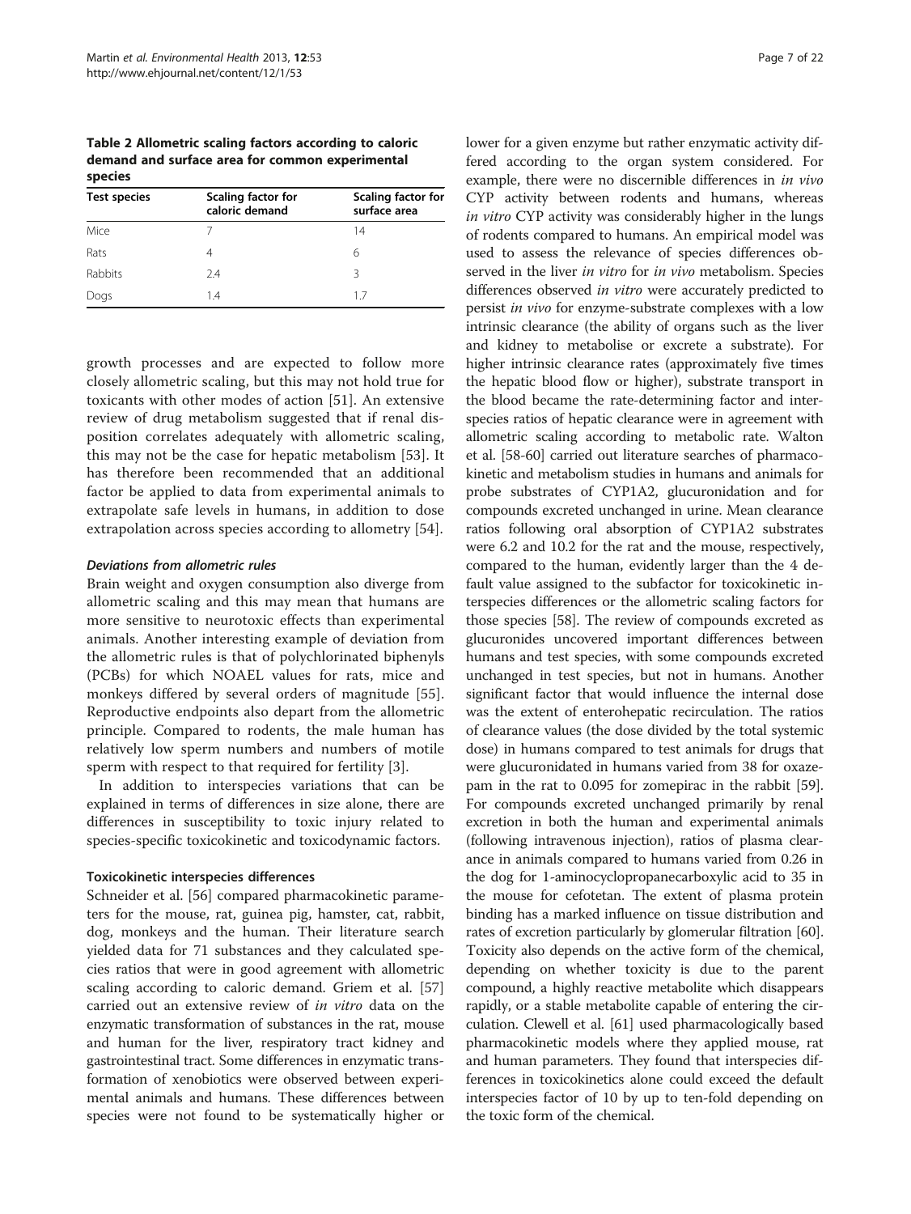**Table 2 Allometric scaling factors according to caloric demand and surface area for common experimental species**

| Test species | Scaling factor for caloric demand | Scaling factor for surface area |
|---|---|---|
| Mice | 7 | 14 |
| Rats | 4 | 6 |
| Rabbits | 2.4 | 3 |
| Dogs | 1.4 | 1.7 |

growth processes and are expected to follow more closely allometric scaling, but this may not hold true for toxicants with other modes of action [51]. An extensive review of drug metabolism suggested that if renal disposition correlates adequately with allometric scaling, this may not be the case for hepatic metabolism [53]. It has therefore been recommended that an additional factor be applied to data from experimental animals to extrapolate safe levels in humans, in addition to dose extrapolation across species according to allometry [54].

#### *Deviations from allometric rules*

Brain weight and oxygen consumption also diverge from allometric scaling and this may mean that humans are more sensitive to neurotoxic effects than experimental animals. Another interesting example of deviation from the allometric rules is that of polychlorinated biphenyls (PCBs) for which NOAEL values for rats, mice and monkeys differed by several orders of magnitude [55]. Reproductive endpoints also depart from the allometric principle. Compared to rodents, the male human has relatively low sperm numbers and numbers of motile sperm with respect to that required for fertility [3].

In addition to interspecies variations that can be explained in terms of differences in size alone, there are differences in susceptibility to toxic injury related to species-specific toxicokinetic and toxicodynamic factors.

### Toxicokinetic interspecies differences

Schneider et al. [56] compared pharmacokinetic parameters for the mouse, rat, guinea pig, hamster, cat, rabbit, dog, monkeys and the human. Their literature search yielded data for 71 substances and they calculated species ratios that were in good agreement with allometric scaling according to caloric demand. Griem et al. [57] carried out an extensive review of *in vitro* data on the enzymatic transformation of substances in the rat, mouse and human for the liver, respiratory tract kidney and gastrointestinal tract. Some differences in enzymatic transformation of xenobiotics were observed between experimental animals and humans. These differences between species were not found to be systematically higher or lower for a given enzyme but rather enzymatic activity differed according to the organ system considered. For example, there were no discernible differences in *in vivo* CYP activity between rodents and humans, whereas *in vitro* CYP activity was considerably higher in the lungs of rodents compared to humans. An empirical model was used to assess the relevance of species differences observed in the liver *in vitro* for *in vivo* metabolism. Species differences observed *in vitro* were accurately predicted to persist *in vivo* for enzyme-substrate complexes with a low intrinsic clearance (the ability of organs such as the liver and kidney to metabolise or excrete a substrate). For higher intrinsic clearance rates (approximately five times the hepatic blood flow or higher), substrate transport in the blood became the rate-determining factor and interspecies ratios of hepatic clearance were in agreement with allometric scaling according to metabolic rate. Walton et al. [58-60] carried out literature searches of pharmacokinetic and metabolism studies in humans and animals for probe substrates of CYP1A2, glucuronidation and for compounds excreted unchanged in urine. Mean clearance ratios following oral absorption of CYP1A2 substrates were 6.2 and 10.2 for the rat and the mouse, respectively, compared to the human, evidently larger than the 4 default value assigned to the subfactor for toxicokinetic interspecies differences or the allometric scaling factors for those species [58]. The review of compounds excreted as glucuronides uncovered important differences between humans and test species, with some compounds excreted unchanged in test species, but not in humans. Another significant factor that would influence the internal dose was the extent of enterohepatic recirculation. The ratios of clearance values (the dose divided by the total systemic dose) in humans compared to test animals for drugs that were glucuronidated in humans varied from 38 for oxazepam in the rat to 0.095 for zomepirac in the rabbit [59]. For compounds excreted unchanged primarily by renal excretion in both the human and experimental animals (following intravenous injection), ratios of plasma clearance in animals compared to humans varied from 0.26 in the dog for 1-aminocyclopropanecarboxylic acid to 35 in the mouse for cefotetan. The extent of plasma protein binding has a marked influence on tissue distribution and rates of excretion particularly by glomerular filtration [60]. Toxicity also depends on the active form of the chemical, depending on whether toxicity is due to the parent compound, a highly reactive metabolite which disappears rapidly, or a stable metabolite capable of entering the circulation. Clewell et al. [61] used pharmacologically based pharmacokinetic models where they applied mouse, rat and human parameters. They found that interspecies differences in toxicokinetics alone could exceed the default interspecies factor of 10 by up to ten-fold depending on the toxic form of the chemical.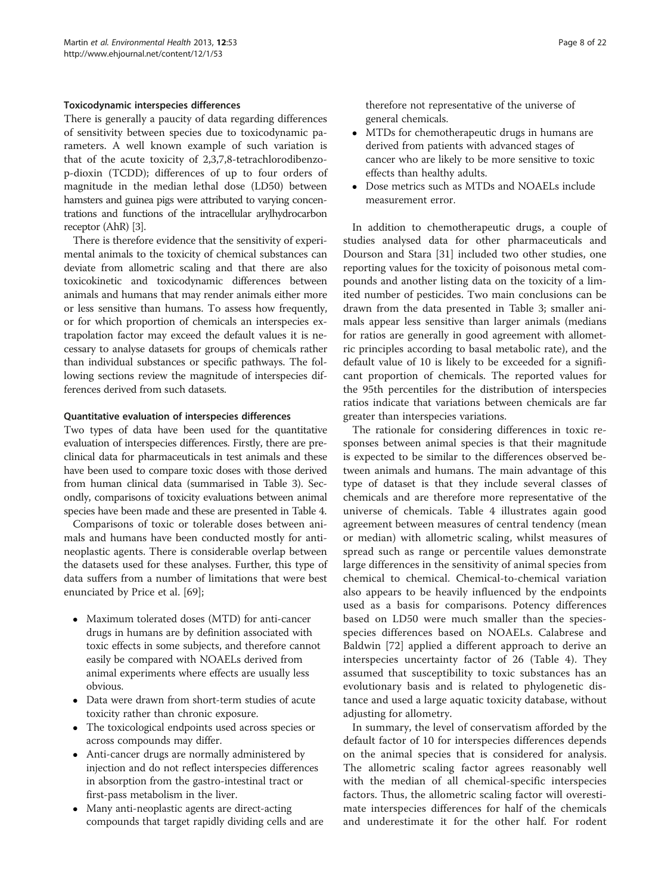#### Toxicodynamic interspecies differences

There is generally a paucity of data regarding differences of sensitivity between species due to toxicodynamic parameters. A well known example of such variation is that of the acute toxicity of 2,3,7,8-tetrachlorodibenzo-p-dioxin (TCDD); differences of up to four orders of magnitude in the median lethal dose (LD50) between hamsters and guinea pigs were attributed to varying concentrations and functions of the intracellular arylhydrocarbon receptor (AhR) [3].

There is therefore evidence that the sensitivity of experimental animals to the toxicity of chemical substances can deviate from allometric scaling and that there are also toxicokinetic and toxicodynamic differences between animals and humans that may render animals either more or less sensitive than humans. To assess how frequently, or for which proportion of chemicals an interspecies extrapolation factor may exceed the default values it is necessary to analyse datasets for groups of chemicals rather than individual substances or specific pathways. The following sections review the magnitude of interspecies differences derived from such datasets.

#### Quantitative evaluation of interspecies differences

Two types of data have been used for the quantitative evaluation of interspecies differences. Firstly, there are preclinical data for pharmaceuticals in test animals and these have been used to compare toxic doses with those derived from human clinical data (summarised in Table 3). Secondly, comparisons of toxicity evaluations between animal species have been made and these are presented in Table 4.

Comparisons of toxic or tolerable doses between animals and humans have been conducted mostly for antineoplastic agents. There is considerable overlap between the datasets used for these analyses. Further, this type of data suffers from a number of limitations that were best enunciated by Price et al. [69];

- Maximum tolerated doses (MTD) for anti-cancer drugs in humans are by definition associated with toxic effects in some subjects, and therefore cannot easily be compared with NOAELs derived from animal experiments where effects are usually less obvious.
- Data were drawn from short-term studies of acute toxicity rather than chronic exposure.
- The toxicological endpoints used across species or across compounds may differ.
- Anti-cancer drugs are normally administered by injection and do not reflect interspecies differences in absorption from the gastro-intestinal tract or first-pass metabolism in the liver.
- Many anti-neoplastic agents are direct-acting compounds that target rapidly dividing cells and are therefore not representative of the universe of general chemicals.
- MTDs for chemotherapeutic drugs in humans are derived from patients with advanced stages of cancer who are likely to be more sensitive to toxic effects than healthy adults.
- Dose metrics such as MTDs and NOAELs include measurement error.

In addition to chemotherapeutic drugs, a couple of studies analysed data for other pharmaceuticals and Dourson and Stara [31] included two other studies, one reporting values for the toxicity of poisonous metal compounds and another listing data on the toxicity of a limited number of pesticides. Two main conclusions can be drawn from the data presented in Table 3; smaller animals appear less sensitive than larger animals (medians for ratios are generally in good agreement with allometric principles according to basal metabolic rate), and the default value of 10 is likely to be exceeded for a significant proportion of chemicals. The reported values for the 95th percentiles for the distribution of interspecies ratios indicate that variations between chemicals are far greater than interspecies variations.

The rationale for considering differences in toxic responses between animal species is that their magnitude is expected to be similar to the differences observed between animals and humans. The main advantage of this type of dataset is that they include several classes of chemicals and are therefore more representative of the universe of chemicals. Table 4 illustrates again good agreement between measures of central tendency (mean or median) with allometric scaling, whilst measures of spread such as range or percentile values demonstrate large differences in the sensitivity of animal species from chemical to chemical. Chemical-to-chemical variation also appears to be heavily influenced by the endpoints used as a basis for comparisons. Potency differences based on LD50 were much smaller than the species-species differences based on NOAELs. Calabrese and Baldwin [72] applied a different approach to derive an interspecies uncertainty factor of 26 (Table 4). They assumed that susceptibility to toxic substances has an evolutionary basis and is related to phylogenetic distance and used a large aquatic toxicity database, without adjusting for allometry.

In summary, the level of conservatism afforded by the default factor of 10 for interspecies differences depends on the animal species that is considered for analysis. The allometric scaling factor agrees reasonably well with the median of all chemical-specific interspecies factors. Thus, the allometric scaling factor will overestimate interspecies differences for half of the chemicals and underestimate it for the other half. For rodent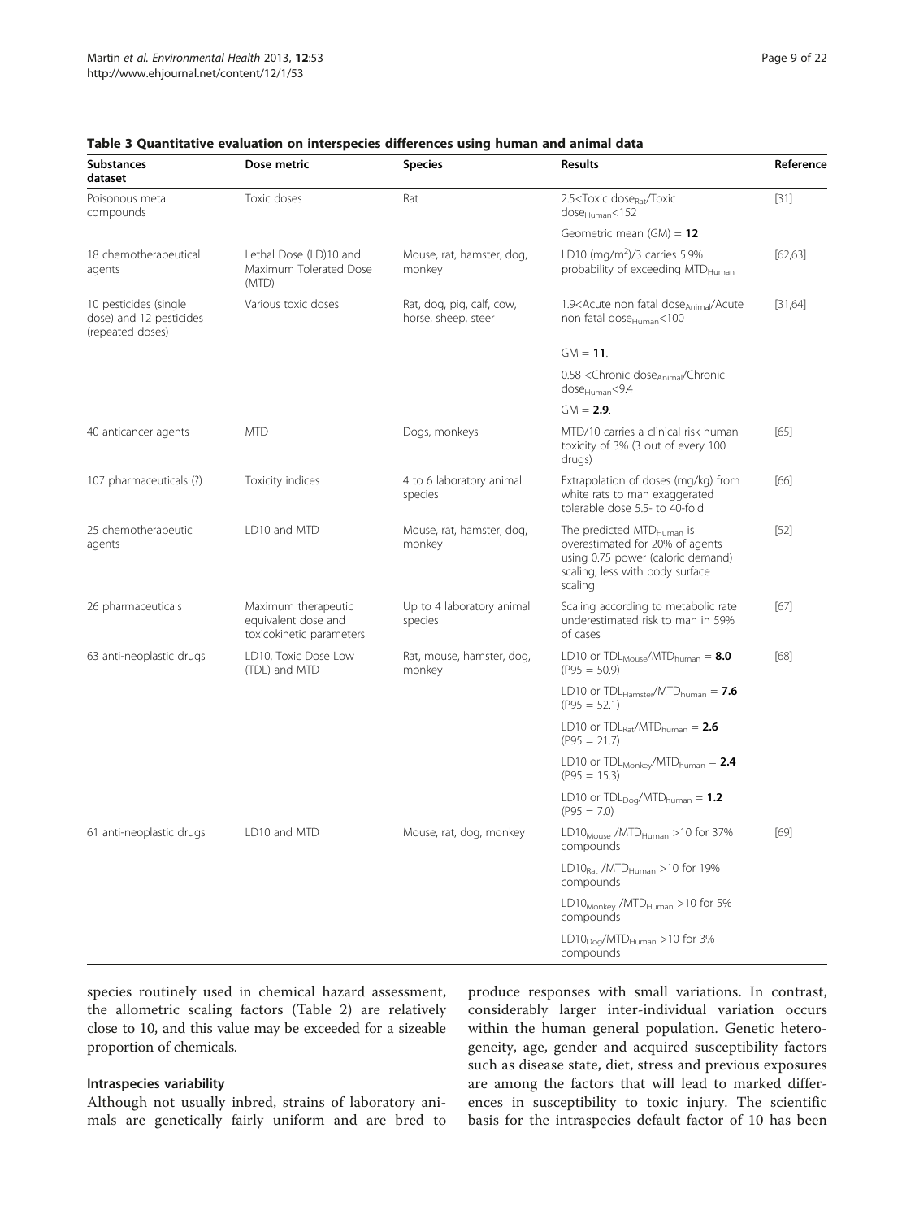**Table 3 Quantitative evaluation on interspecies differences using human and animal data**

| Substances dataset | Dose metric | Species | Results | Reference |
|---|---|---|---|---|
| Poisonous metal compounds | Toxic doses | Rat | $2.5 < \text{Toxic dose}_{Rat}/\text{Toxic dose}_{Human} < 152$ | [31] |
| | | | Geometric mean (GM) = **12** | |
| 18 chemotherapeutical agents | Lethal Dose (LD)10 and Maximum Tolerated Dose (MTD) | Mouse, rat, hamster, dog, monkey | LD10 ($mg/m^2$)/3 carries 5.9% probability of exceeding $MTD_{Human}$ | [62,63] |
| 10 pesticides (single dose) and 12 pesticides (repeated doses) | Various toxic doses | Rat, dog, pig, calf, cow, horse, sheep, steer | $1.9 < \text{Acute non fatal dose}_{Animal}/\text{Acute non fatal dose}_{Human} < 100$ | [31,64] |
| | | | GM = **11**. | |
| | | | $0.58 < \text{Chronic dose}_{Animal}/\text{Chronic dose}_{Human} < 9.4$ | |
| | | | GM = **2.9**. | |
| 40 anticancer agents | MTD | Dogs, monkeys | MTD/10 carries a clinical risk human toxicity of 3% (3 out of every 100 drugs) | [65] |
| 107 pharmaceuticals (?) | Toxicity indices | 4 to 6 laboratory animal species | Extrapolation of doses (mg/kg) from white rats to man exaggerated tolerable dose 5.5- to 40-fold | [66] |
| 25 chemotherapeutic agents | LD10 and MTD | Mouse, rat, hamster, dog, monkey | The predicted $MTD_{Human}$ is overestimated for 20% of agents using 0.75 power (caloric demand) scaling, less with body surface scaling | [52] |
| 26 pharmaceuticals | Maximum therapeutic equivalent dose and toxicokinetic parameters | Up to 4 laboratory animal species | Scaling according to metabolic rate underestimated risk to man in 59% of cases | [67] |
| 63 anti-neoplastic drugs | LD10, Toxic Dose Low (TDL) and MTD | Rat, mouse, hamster, dog, monkey | LD10 or $TDL_{Mouse}/MTD_{human}$ = **8.0** (P95 = 50.9) | [68] |
| | | | LD10 or $TDL_{Hamster}/MTD_{human}$ = **7.6** (P95 = 52.1) | |
| | | | LD10 or $TDL_{Rat}/MTD_{human}$ = **2.6** (P95 = 21.7) | |
| | | | LD10 or $TDL_{Monkey}/MTD_{human}$ = **2.4** (P95 = 15.3) | |
| | | | LD10 or $TDL_{Dog}/MTD_{human}$ = **1.2** (P95 = 7.0) | |
| 61 anti-neoplastic drugs | LD10 and MTD | Mouse, rat, dog, monkey | $LD10_{Mouse}/MTD_{Human} > 10$ for 37% compounds | [69] |
| | | | $LD10_{Rat}/MTD_{Human} > 10$ for 19% compounds | |
| | | | $LD10_{Monkey}/MTD_{Human} > 10$ for 5% compounds | |
| | | | $LD10_{Dog}/MTD_{Human} > 10$ for 3% compounds | |

species routinely used in chemical hazard assessment, the allometric scaling factors (Table 2) are relatively close to 10, and this value may be exceeded for a sizeable proportion of chemicals.

### Intraspecies variability

Although not usually inbred, strains of laboratory animals are genetically fairly uniform and are bred to produce responses with small variations. In contrast, considerably larger inter-individual variation occurs within the human general population. Genetic heterogeneity, age, gender and acquired susceptibility factors such as disease state, diet, stress and previous exposures are among the factors that will lead to marked differences in susceptibility to toxic injury. The scientific basis for the intraspecies default factor of 10 has been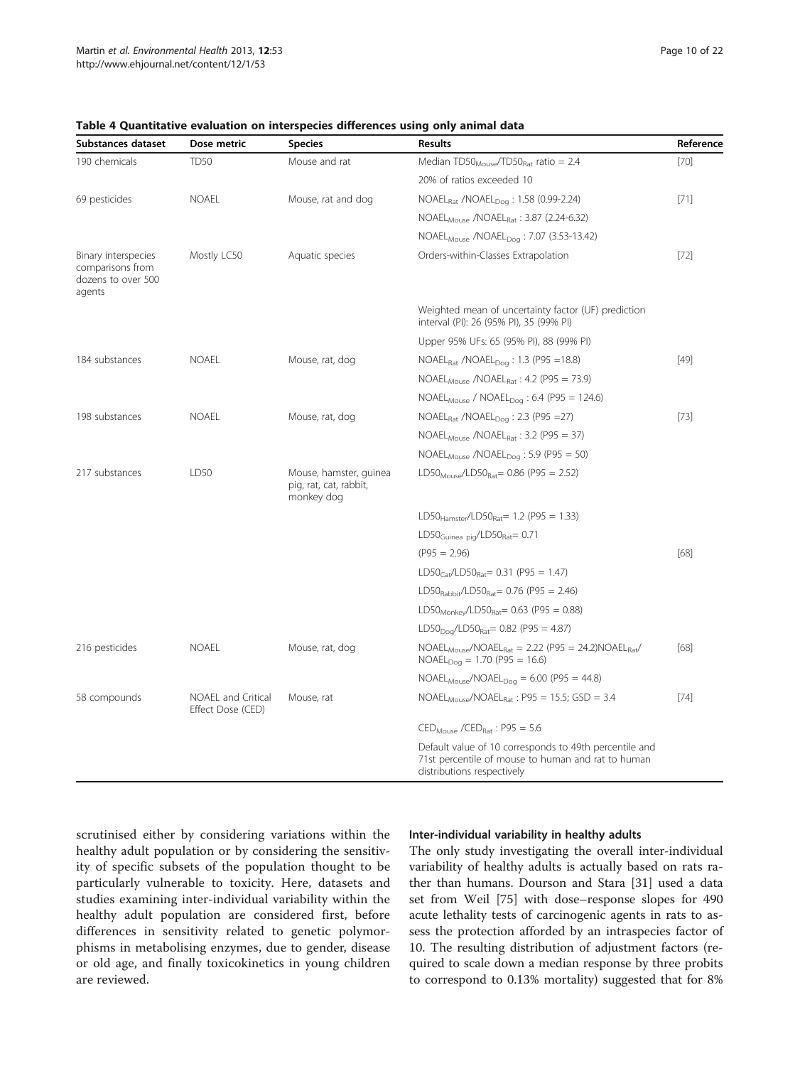**Table 4 Quantitative evaluation on interspecies differences using only animal data**

| Substances dataset | Dose metric | Species | Results | Reference |
|---|---|---|---|---|
| 190 chemicals | TD50 | Mouse and rat | Median $TD50_{Mouse}/TD50_{Rat}$ ratio = 2.4 | [70] |
| | | | 20% of ratios exceeded 10 | |
| 69 pesticides | NOAEL | Mouse, rat and dog | $NOAEL_{Rat}$ / $NOAEL_{Dog}$ : 1.58 (0.99-2.24) | [71] |
| | | | $NOAEL_{Mouse}$ / $NOAEL_{Rat}$ : 3.87 (2.24-6.32) | |
| | | | $NOAEL_{Mouse}$ / $NOAEL_{Dog}$ : 7.07 (3.53-13.42) | |
| Binary interspecies comparisons from dozens to over 500 agents | Mostly LC50 | Aquatic species | Orders-within-Classes Extrapolation | [72] |
| | | | Weighted mean of uncertainty factor (UF) prediction interval (PI): 26 (95% PI), 35 (99% PI) | |
| | | | Upper 95% UFs: 65 (95% PI), 88 (99% PI) | |
| 184 substances | NOAEL | Mouse, rat, dog | $NOAEL_{Rat}$ / $NOAEL_{Dog}$ : 1.3 (P95 =18.8) | [49] |
| | | | $NOAEL_{Mouse}$ / $NOAEL_{Rat}$ : 4.2 (P95 = 73.9) | |
| | | | $NOAEL_{Mouse}$ / $NOAEL_{Dog}$ : 6.4 (P95 = 124.6) | |
| 198 substances | NOAEL | Mouse, rat, dog | $NOAEL_{Rat}$ / $NOAEL_{Dog}$ : 2.3 (P95 =27) | [73] |
| | | | $NOAEL_{Mouse}$ / $NOAEL_{Rat}$ : 3.2 (P95 = 37) | |
| | | | $NOAEL_{Mouse}$ / $NOAEL_{Dog}$ : 5.9 (P95 = 50) | |
| 217 substances | LD50 | Mouse, hamster, guinea pig, rat, cat, rabbit, monkey dog | $LD50_{Mouse}/LD50_{Rat}$= 0.86 (P95 = 2.52) | |
| | | | $LD50_{Hamster}/LD50_{Rat}$= 1.2 (P95 = 1.33) | |
| | | | $LD50_{Guinea\ pig}/LD50_{Rat}$= 0.71 | |
| | | | (P95 = 2.96) | [68] |
| | | | $LD50_{Cat}/LD50_{Rat}$= 0.31 (P95 = 1.47) | |
| | | | $LD50_{Rabbit}/LD50_{Rat}$= 0.76 (P95 = 2.46) | |
| | | | $LD50_{Monkey}/LD50_{Rat}$= 0.63 (P95 = 0.88) | |
| | | | $LD50_{Dog}/LD50_{Rat}$= 0.82 (P95 = 4.87) | |
| 216 pesticides | NOAEL | Mouse, rat, dog | $NOAEL_{Mouse}/NOAEL_{Rat}$ = 2.22 (P95 = 24.2)$NOAEL_{Rat}/NOAEL_{Dog}$ = 1.70 (P95 = 16.6) | [68] |
| | | | $NOAEL_{Mouse}/NOAEL_{Dog}$ = 6.00 (P95 = 44.8) | |
| 58 compounds | NOAEL and Critical Effect Dose (CED) | Mouse, rat | $NOAEL_{Mouse}/NOAEL_{Rat}$ : P95 = 15.5; GSD = 3.4 | [74] |
| | | | $CED_{Mouse}$ / $CED_{Rat}$ : P95 = 5.6 | |
| | | | Default value of 10 corresponds to 49th percentile and 71st percentile of mouse to human and rat to human distributions respectively | |

scrutinised either by considering variations within the healthy adult population or by considering the sensitivity of specific subsets of the population thought to be particularly vulnerable to toxicity. Here, datasets and studies examining inter-individual variability within the healthy adult population are considered first, before differences in sensitivity related to genetic polymorphisms in metabolising enzymes, due to gender, disease or old age, and finally toxicokinetics in young children are reviewed.

#### Inter-individual variability in healthy adults

The only study investigating the overall inter-individual variability of healthy adults is actually based on rats rather than humans. Dourson and Stara [31] used a data set from Weil [75] with dose–response slopes for 490 acute lethality tests of carcinogenic agents in rats to assess the protection afforded by an intraspecies factor of 10. The resulting distribution of adjustment factors (required to scale down a median response by three probits to correspond to 0.13% mortality) suggested that for 8%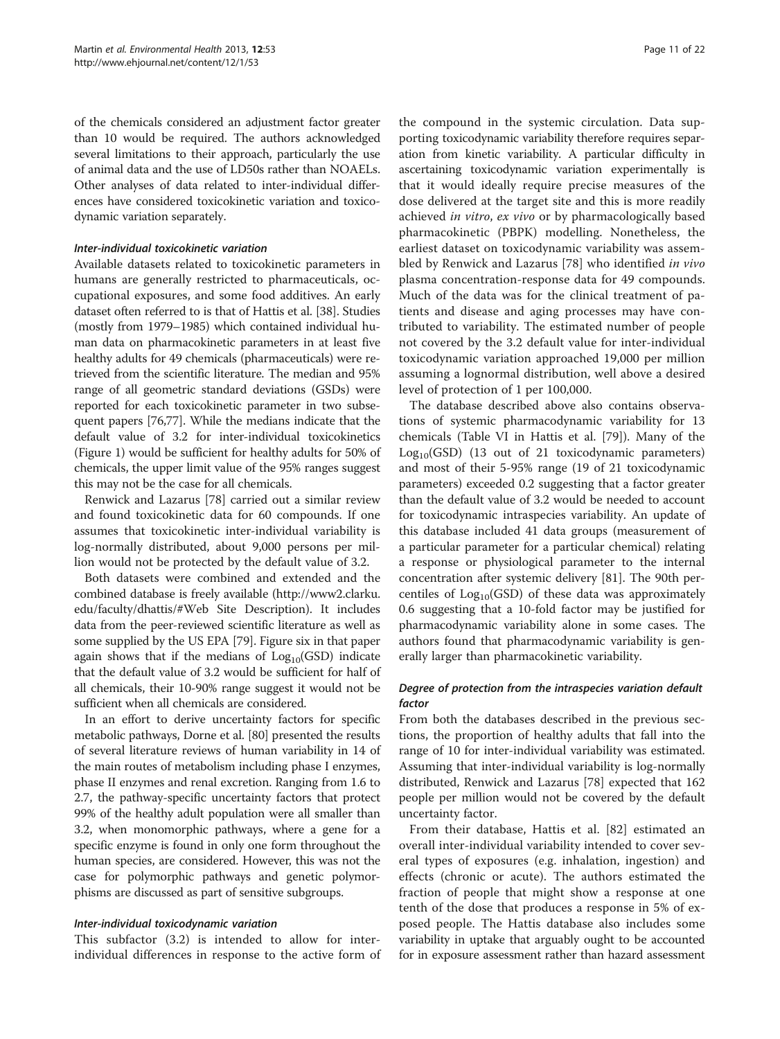of the chemicals considered an adjustment factor greater than 10 would be required. The authors acknowledged several limitations to their approach, particularly the use of animal data and the use of LD50s rather than NOAELs. Other analyses of data related to inter-individual differences have considered toxicokinetic variation and toxicodynamic variation separately.

#### *Inter-individual toxicokinetic variation*

Available datasets related to toxicokinetic parameters in humans are generally restricted to pharmaceuticals, occupational exposures, and some food additives. An early dataset often referred to is that of Hattis et al. [38]. Studies (mostly from 1979–1985) which contained individual human data on pharmacokinetic parameters in at least five healthy adults for 49 chemicals (pharmaceuticals) were retrieved from the scientific literature. The median and 95% range of all geometric standard deviations (GSDs) were reported for each toxicokinetic parameter in two subsequent papers [76,77]. While the medians indicate that the default value of 3.2 for inter-individual toxicokinetics (Figure 1) would be sufficient for healthy adults for 50% of chemicals, the upper limit value of the 95% ranges suggest this may not be the case for all chemicals.

Renwick and Lazarus [78] carried out a similar review and found toxicokinetic data for 60 compounds. If one assumes that toxicokinetic inter-individual variability is log-normally distributed, about 9,000 persons per million would not be protected by the default value of 3.2.

Both datasets were combined and extended and the combined database is freely available (http://www2.clarku.edu/faculty/dhattis/#Web Site Description). It includes data from the peer-reviewed scientific literature as well as some supplied by the US EPA [79]. Figure six in that paper again shows that if the medians of $Log_{10}$(GSD) indicate that the default value of 3.2 would be sufficient for half of all chemicals, their 10-90% range suggest it would not be sufficient when all chemicals are considered.

In an effort to derive uncertainty factors for specific metabolic pathways, Dorne et al. [80] presented the results of several literature reviews of human variability in 14 of the main routes of metabolism including phase I enzymes, phase II enzymes and renal excretion. Ranging from 1.6 to 2.7, the pathway-specific uncertainty factors that protect 99% of the healthy adult population were all smaller than 3.2, when monomorphic pathways, where a gene for a specific enzyme is found in only one form throughout the human species, are considered. However, this was not the case for polymorphic pathways and genetic polymorphisms are discussed as part of sensitive subgroups.

#### *Inter-individual toxicodynamic variation*

This subfactor (3.2) is intended to allow for inter-individual differences in response to the active form of the compound in the systemic circulation. Data supporting toxicodynamic variability therefore requires separation from kinetic variability. A particular difficulty in ascertaining toxicodynamic variation experimentally is that it would ideally require precise measures of the dose delivered at the target site and this is more readily achieved *in vitro*, *ex vivo* or by pharmacologically based pharmacokinetic (PBPK) modelling. Nonetheless, the earliest dataset on toxicodynamic variability was assembled by Renwick and Lazarus [78] who identified *in vivo* plasma concentration-response data for 49 compounds. Much of the data was for the clinical treatment of patients and disease and aging processes may have contributed to variability. The estimated number of people not covered by the 3.2 default value for inter-individual toxicodynamic variation approached 19,000 per million assuming a lognormal distribution, well above a desired level of protection of 1 per 100,000.

The database described above also contains observations of systemic pharmacodynamic variability for 13 chemicals (Table VI in Hattis et al. [79]). Many of the $Log_{10}$(GSD) (13 out of 21 toxicodynamic parameters) and most of their 5-95% range (19 of 21 toxicodynamic parameters) exceeded 0.2 suggesting that a factor greater than the default value of 3.2 would be needed to account for toxicodynamic intraspecies variability. An update of this database included 41 data groups (measurement of a particular parameter for a particular chemical) relating a response or physiological parameter to the internal concentration after systemic delivery [81]. The 90th percentiles of $Log_{10}$(GSD) of these data was approximately 0.6 suggesting that a 10-fold factor may be justified for pharmacodynamic variability alone in some cases. The authors found that pharmacodynamic variability is generally larger than pharmacokinetic variability.

#### *Degree of protection from the intraspecies variation default factor*

From both the databases described in the previous sections, the proportion of healthy adults that fall into the range of 10 for inter-individual variability was estimated. Assuming that inter-individual variability is log-normally distributed, Renwick and Lazarus [78] expected that 162 people per million would not be covered by the default uncertainty factor.

From their database, Hattis et al. [82] estimated an overall inter-individual variability intended to cover several types of exposures (e.g. inhalation, ingestion) and effects (chronic or acute). The authors estimated the fraction of people that might show a response at one tenth of the dose that produces a response in 5% of exposed people. The Hattis database also includes some variability in uptake that arguably ought to be accounted for in exposure assessment rather than hazard assessment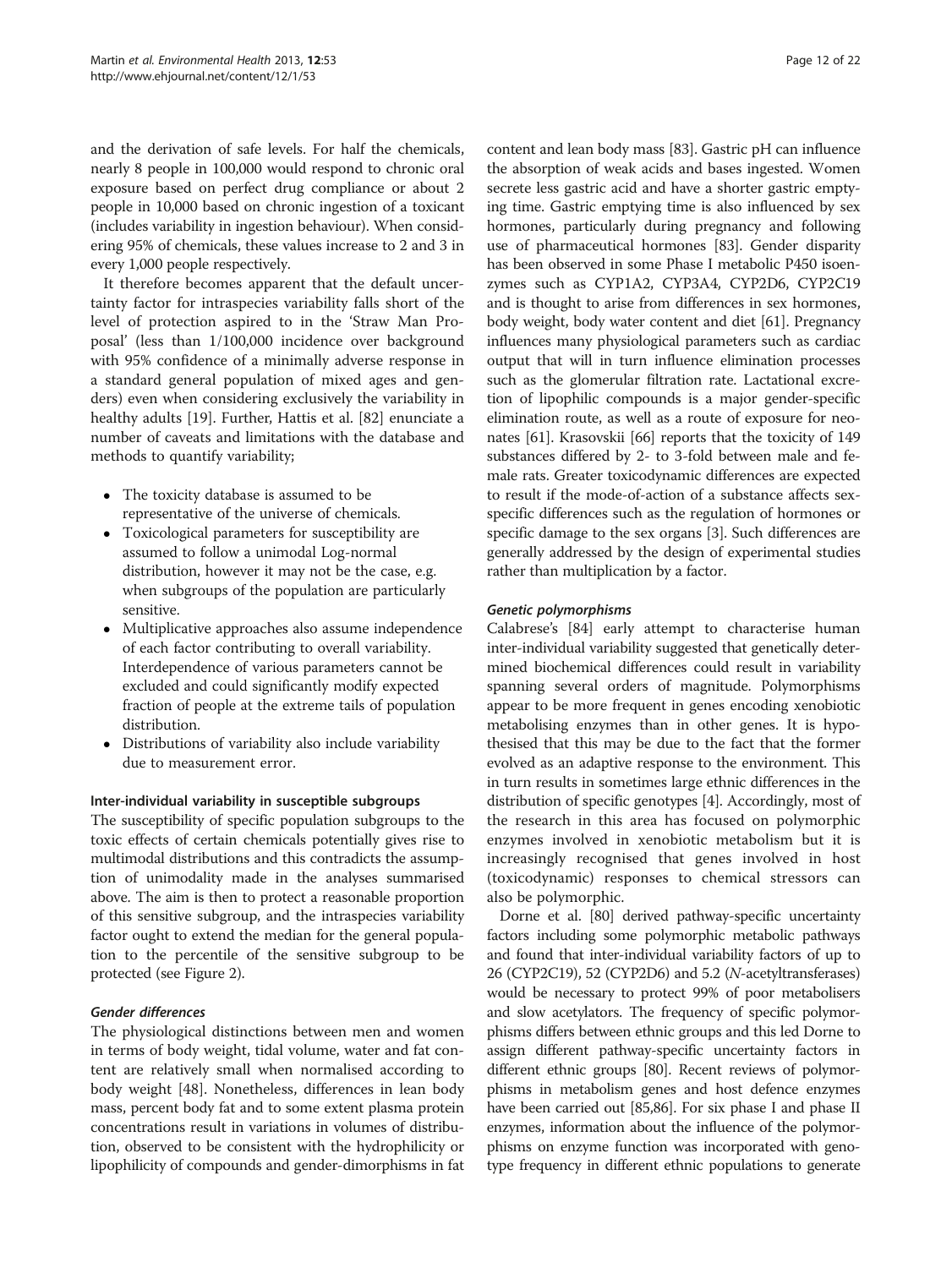and the derivation of safe levels. For half the chemicals, nearly 8 people in 100,000 would respond to chronic oral exposure based on perfect drug compliance or about 2 people in 10,000 based on chronic ingestion of a toxicant (includes variability in ingestion behaviour). When considering 95% of chemicals, these values increase to 2 and 3 in every 1,000 people respectively.

It therefore becomes apparent that the default uncertainty factor for intraspecies variability falls short of the level of protection aspired to in the 'Straw Man Proposal' (less than 1/100,000 incidence over background with 95% confidence of a minimally adverse response in a standard general population of mixed ages and genders) even when considering exclusively the variability in healthy adults [19]. Further, Hattis et al. [82] enunciate a number of caveats and limitations with the database and methods to quantify variability;

- The toxicity database is assumed to be representative of the universe of chemicals.
- Toxicological parameters for susceptibility are assumed to follow a unimodal Log-normal distribution, however it may not be the case, e.g. when subgroups of the population are particularly sensitive.
- Multiplicative approaches also assume independence of each factor contributing to overall variability. Interdependence of various parameters cannot be excluded and could significantly modify expected fraction of people at the extreme tails of population distribution.
- Distributions of variability also include variability due to measurement error.

### Inter-individual variability in susceptible subgroups

The susceptibility of specific population subgroups to the toxic effects of certain chemicals potentially gives rise to multimodal distributions and this contradicts the assumption of unimodality made in the analyses summarised above. The aim is then to protect a reasonable proportion of this sensitive subgroup, and the intraspecies variability factor ought to extend the median for the general population to the percentile of the sensitive subgroup to be protected (see Figure 2).

#### *Gender differences*

The physiological distinctions between men and women in terms of body weight, tidal volume, water and fat content are relatively small when normalised according to body weight [48]. Nonetheless, differences in lean body mass, percent body fat and to some extent plasma protein concentrations result in variations in volumes of distribution, observed to be consistent with the hydrophilicity or lipophilicity of compounds and gender-dimorphisms in fat content and lean body mass [83]. Gastric pH can influence the absorption of weak acids and bases ingested. Women secrete less gastric acid and have a shorter gastric emptying time. Gastric emptying time is also influenced by sex hormones, particularly during pregnancy and following use of pharmaceutical hormones [83]. Gender disparity has been observed in some Phase I metabolic P450 isoenzymes such as CYP1A2, CYP3A4, CYP2D6, CYP2C19 and is thought to arise from differences in sex hormones, body weight, body water content and diet [61]. Pregnancy influences many physiological parameters such as cardiac output that will in turn influence elimination processes such as the glomerular filtration rate. Lactational excretion of lipophilic compounds is a major gender-specific elimination route, as well as a route of exposure for neonates [61]. Krasovskii [66] reports that the toxicity of 149 substances differed by 2- to 3-fold between male and female rats. Greater toxicodynamic differences are expected to result if the mode-of-action of a substance affects sex-specific differences such as the regulation of hormones or specific damage to the sex organs [3]. Such differences are generally addressed by the design of experimental studies rather than multiplication by a factor.

#### *Genetic polymorphisms*

Calabrese's [84] early attempt to characterise human inter-individual variability suggested that genetically determined biochemical differences could result in variability spanning several orders of magnitude. Polymorphisms appear to be more frequent in genes encoding xenobiotic metabolising enzymes than in other genes. It is hypothesised that this may be due to the fact that the former evolved as an adaptive response to the environment. This in turn results in sometimes large ethnic differences in the distribution of specific genotypes [4]. Accordingly, most of the research in this area has focused on polymorphic enzymes involved in xenobiotic metabolism but it is increasingly recognised that genes involved in host (toxicodynamic) responses to chemical stressors can also be polymorphic.

Dorne et al. [80] derived pathway-specific uncertainty factors including some polymorphic metabolic pathways and found that inter-individual variability factors of up to 26 (CYP2C19), 52 (CYP2D6) and 5.2 (*N*-acetyltransferases) would be necessary to protect 99% of poor metabolisers and slow acetylators. The frequency of specific polymorphisms differs between ethnic groups and this led Dorne to assign different pathway-specific uncertainty factors in different ethnic groups [80]. Recent reviews of polymorphisms in metabolism genes and host defence enzymes have been carried out [85,86]. For six phase I and phase II enzymes, information about the influence of the polymorphisms on enzyme function was incorporated with genotype frequency in different ethnic populations to generate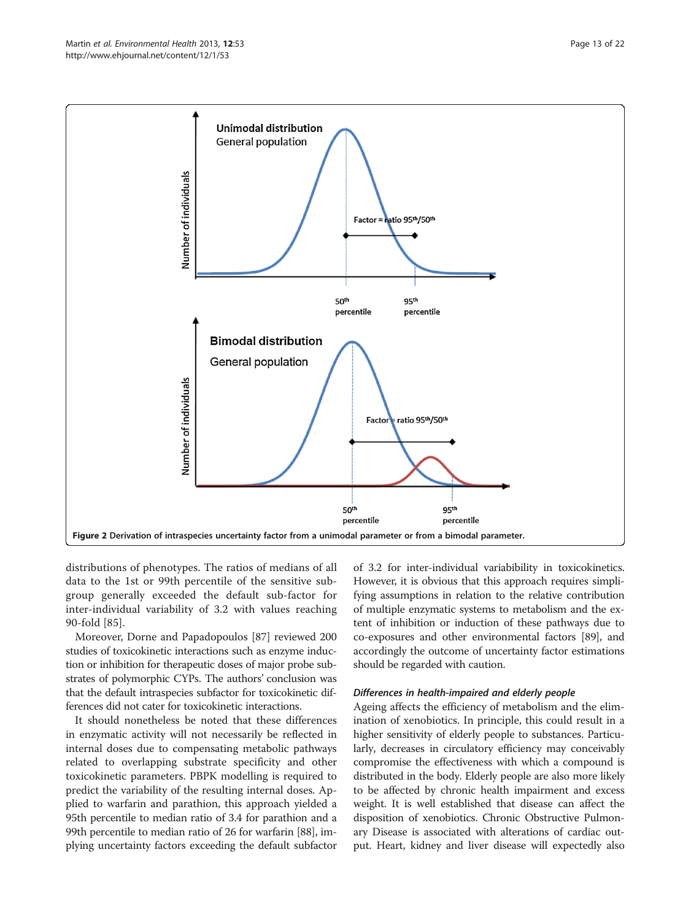**Figure 2 Derivation of intraspecies uncertainty factor from a unimodal parameter or from a bimodal parameter.**

distributions of phenotypes. The ratios of medians of all data to the 1st or 99th percentile of the sensitive subgroup generally exceeded the default sub-factor for inter-individual variability of 3.2 with values reaching 90-fold [85].

Moreover, Dorne and Papadopoulos [87] reviewed 200 studies of toxicokinetic interactions such as enzyme induction or inhibition for therapeutic doses of major probe substrates of polymorphic CYPs. The authors' conclusion was that the default intraspecies subfactor for toxicokinetic differences did not cater for toxicokinetic interactions.

It should nonetheless be noted that these differences in enzymatic activity will not necessarily be reflected in internal doses due to compensating metabolic pathways related to overlapping substrate specificity and other toxicokinetic parameters. PBPK modelling is required to predict the variability of the resulting internal doses. Applied to warfarin and parathion, this approach yielded a 95th percentile to median ratio of 3.4 for parathion and a 99th percentile to median ratio of 26 for warfarin [88], implying uncertainty factors exceeding the default subfactor of 3.2 for inter-individual variability in toxicokinetics. However, it is obvious that this approach requires simplifying assumptions in relation to the relative contribution of multiple enzymatic systems to metabolism and the extent of inhibition or induction of these pathways due to co-exposures and other environmental factors [89], and accordingly the outcome of uncertainty factor estimations should be regarded with caution.

#### *Differences in health-impaired and elderly people*

Ageing affects the efficiency of metabolism and the elimination of xenobiotics. In principle, this could result in a higher sensitivity of elderly people to substances. Particularly, decreases in circulatory efficiency may conceivably compromise the effectiveness with which a compound is distributed in the body. Elderly people are also more likely to be affected by chronic health impairment and excess weight. It is well established that disease can affect the disposition of xenobiotics. Chronic Obstructive Pulmonary Disease is associated with alterations of cardiac output. Heart, kidney and liver disease will expectedly also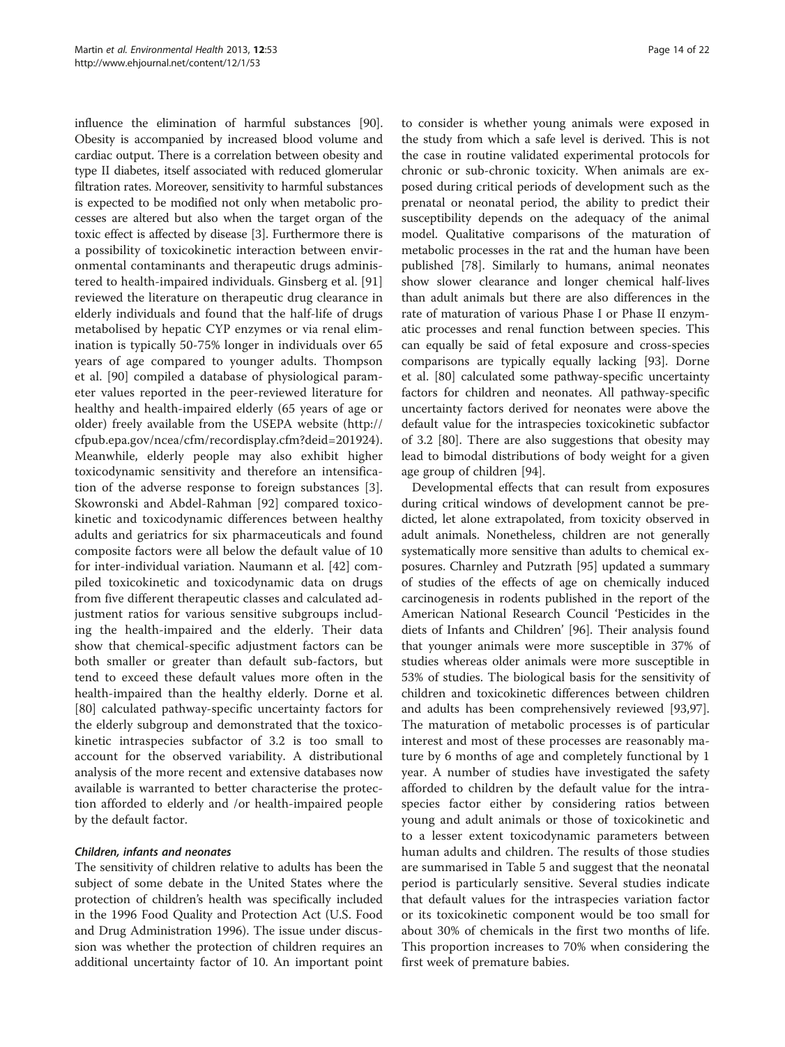influence the elimination of harmful substances [90]. Obesity is accompanied by increased blood volume and cardiac output. There is a correlation between obesity and type II diabetes, itself associated with reduced glomerular filtration rates. Moreover, sensitivity to harmful substances is expected to be modified not only when metabolic processes are altered but also when the target organ of the toxic effect is affected by disease [3]. Furthermore there is a possibility of toxicokinetic interaction between environmental contaminants and therapeutic drugs administered to health-impaired individuals. Ginsberg et al. [91] reviewed the literature on therapeutic drug clearance in elderly individuals and found that the half-life of drugs metabolised by hepatic CYP enzymes or via renal elimination is typically 50-75% longer in individuals over 65 years of age compared to younger adults. Thompson et al. [90] compiled a database of physiological parameter values reported in the peer-reviewed literature for healthy and health-impaired elderly (65 years of age or older) freely available from the USEPA website (http://cfpub.epa.gov/ncea/cfm/recordisplay.cfm?deid=201924). Meanwhile, elderly people may also exhibit higher toxicodynamic sensitivity and therefore an intensification of the adverse response to foreign substances [3]. Skowronski and Abdel-Rahman [92] compared toxicokinetic and toxicodynamic differences between healthy adults and geriatrics for six pharmaceuticals and found composite factors were all below the default value of 10 for inter-individual variation. Naumann et al. [42] compiled toxicokinetic and toxicodynamic data on drugs from five different therapeutic classes and calculated adjustment ratios for various sensitive subgroups including the health-impaired and the elderly. Their data show that chemical-specific adjustment factors can be both smaller or greater than default sub-factors, but tend to exceed these default values more often in the health-impaired than the healthy elderly. Dorne et al. [80] calculated pathway-specific uncertainty factors for the elderly subgroup and demonstrated that the toxicokinetic intraspecies subfactor of 3.2 is too small to account for the observed variability. A distributional analysis of the more recent and extensive databases now available is warranted to better characterise the protection afforded to elderly and /or health-impaired people by the default factor.

#### *Children, infants and neonates*

The sensitivity of children relative to adults has been the subject of some debate in the United States where the protection of children's health was specifically included in the 1996 Food Quality and Protection Act (U.S. Food and Drug Administration 1996). The issue under discussion was whether the protection of children requires an additional uncertainty factor of 10. An important point to consider is whether young animals were exposed in the study from which a safe level is derived. This is not the case in routine validated experimental protocols for chronic or sub-chronic toxicity. When animals are exposed during critical periods of development such as the prenatal or neonatal period, the ability to predict their susceptibility depends on the adequacy of the animal model. Qualitative comparisons of the maturation of metabolic processes in the rat and the human have been published [78]. Similarly to humans, animal neonates show slower clearance and longer chemical half-lives than adult animals but there are also differences in the rate of maturation of various Phase I or Phase II enzymatic processes and renal function between species. This can equally be said of fetal exposure and cross-species comparisons are typically equally lacking [93]. Dorne et al. [80] calculated some pathway-specific uncertainty factors for children and neonates. All pathway-specific uncertainty factors derived for neonates were above the default value for the intraspecies toxicokinetic subfactor of 3.2 [80]. There are also suggestions that obesity may lead to bimodal distributions of body weight for a given age group of children [94].

Developmental effects that can result from exposures during critical windows of development cannot be predicted, let alone extrapolated, from toxicity observed in adult animals. Nonetheless, children are not generally systematically more sensitive than adults to chemical exposures. Charnley and Putzrath [95] updated a summary of studies of the effects of age on chemically induced carcinogenesis in rodents published in the report of the American National Research Council 'Pesticides in the diets of Infants and Children' [96]. Their analysis found that younger animals were more susceptible in 37% of studies whereas older animals were more susceptible in 53% of studies. The biological basis for the sensitivity of children and toxicokinetic differences between children and adults has been comprehensively reviewed [93,97]. The maturation of metabolic processes is of particular interest and most of these processes are reasonably mature by 6 months of age and completely functional by 1 year. A number of studies have investigated the safety afforded to children by the default value for the intraspecies factor either by considering ratios between young and adult animals or those of toxicokinetic and to a lesser extent toxicodynamic parameters between human adults and children. The results of those studies are summarised in Table 5 and suggest that the neonatal period is particularly sensitive. Several studies indicate that default values for the intraspecies variation factor or its toxicokinetic component would be too small for about 30% of chemicals in the first two months of life. This proportion increases to 70% when considering the first week of premature babies.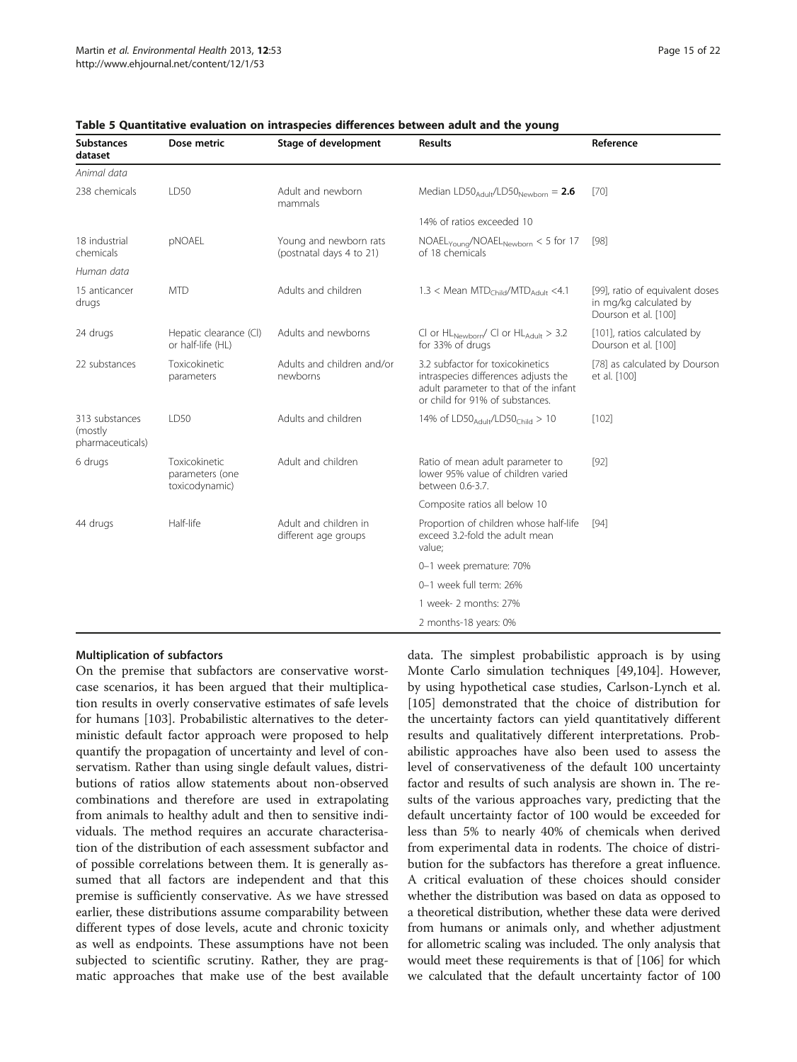**Table 5 Quantitative evaluation on intraspecies differences between adult and the young**

| Substances dataset | Dose metric | Stage of development | Results | Reference |
|---|---|---|---|---|
| *Animal data* | | | | |
| 238 chemicals | LD50 | Adult and newborn mammals | Median $LD50_{Adult}/LD50_{Newborn}$ = **2.6** | [70] |
| | | | 14% of ratios exceeded 10 | |
| 18 industrial chemicals | pNOAEL | Young and newborn rats (postnatal days 4 to 21) | $NOAEL_{Young}/NOAEL_{Newborn}$ < 5 for 17 of 18 chemicals | [98] |
| *Human data* | | | | |
| 15 anticancer drugs | MTD | Adults and children | 1.3 < Mean $MTD_{Child}/MTD_{Adult}$ <4.1 | [99], ratio of equivalent doses in mg/kg calculated by Dourson et al. [100] |
| 24 drugs | Hepatic clearance (Cl) or half-life (HL) | Adults and newborns | Cl or $HL_{Newborn}$/ Cl or $HL_{Adult}$ > 3.2 for 33% of drugs | [101], ratios calculated by Dourson et al. [100] |
| 22 substances | Toxicokinetic parameters | Adults and children and/or newborns | 3.2 subfactor for toxicokinetics intraspecies differences adjusts the adult parameter to that of the infant or child for 91% of substances. | [78] as calculated by Dourson et al. [100] |
| 313 substances (mostly pharmaceuticals) | LD50 | Adults and children | 14% of $LD50_{Adult}/LD50_{Child}$ > 10 | [102] |
| 6 drugs | Toxicokinetic parameters (one toxicodynamic) | Adult and children | Ratio of mean adult parameter to lower 95% value of children varied between 0.6-3.7. | [92] |
| | | | Composite ratios all below 10 | |
| 44 drugs | Half-life | Adult and children in different age groups | Proportion of children whose half-life exceed 3.2-fold the adult mean value; | [94] |
| | | | 0–1 week premature: 70% | |
| | | | 0–1 week full term: 26% | |
| | | | 1 week- 2 months: 27% | |
| | | | 2 months-18 years: 0% | |

#### Multiplication of subfactors

On the premise that subfactors are conservative worst-case scenarios, it has been argued that their multiplication results in overly conservative estimates of safe levels for humans [103]. Probabilistic alternatives to the deterministic default factor approach were proposed to help quantify the propagation of uncertainty and level of conservatism. Rather than using single default values, distributions of ratios allow statements about non-observed combinations and therefore are used in extrapolating from animals to healthy adult and then to sensitive individuals. The method requires an accurate characterisation of the distribution of each assessment subfactor and of possible correlations between them. It is generally assumed that all factors are independent and that this premise is sufficiently conservative. As we have stressed earlier, these distributions assume comparability between different types of dose levels, acute and chronic toxicity as well as endpoints. These assumptions have not been subjected to scientific scrutiny. Rather, they are pragmatic approaches that make use of the best available data. The simplest probabilistic approach is by using Monte Carlo simulation techniques [49,104]. However, by using hypothetical case studies, Carlson-Lynch et al. [105] demonstrated that the choice of distribution for the uncertainty factors can yield quantitatively different results and qualitatively different interpretations. Probabilistic approaches have also been used to assess the level of conservativeness of the default 100 uncertainty factor and results of such analysis are shown in. The results of the various approaches vary, predicting that the default uncertainty factor of 100 would be exceeded for less than 5% to nearly 40% of chemicals when derived from experimental data in rodents. The choice of distribution for the subfactors has therefore a great influence. A critical evaluation of these choices should consider whether the distribution was based on data as opposed to a theoretical distribution, whether these data were derived from humans or animals only, and whether adjustment for allometric scaling was included. The only analysis that would meet these requirements is that of [106] for which we calculated that the default uncertainty factor of 100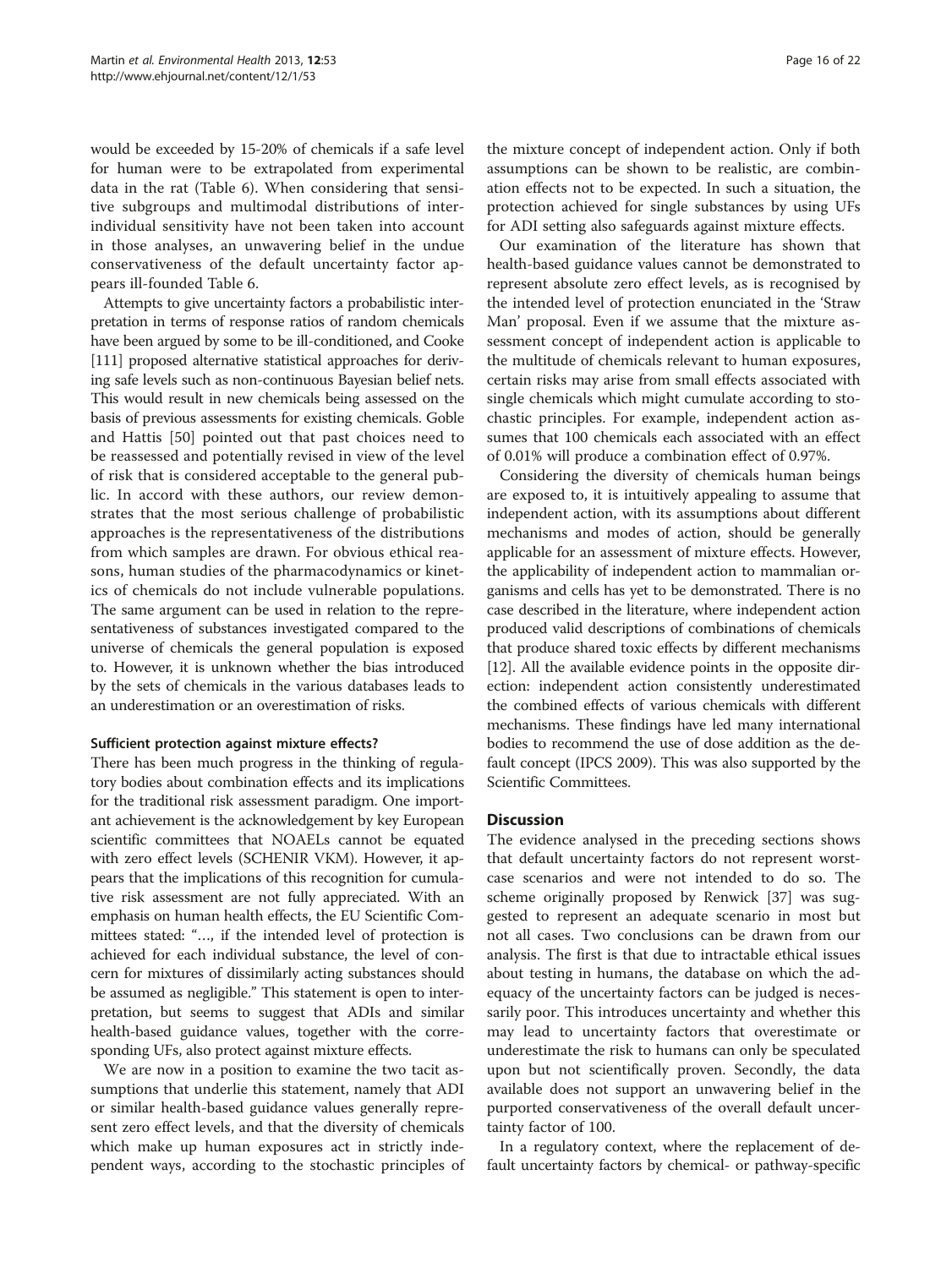would be exceeded by 15-20% of chemicals if a safe level for human were to be extrapolated from experimental data in the rat (Table 6). When considering that sensitive subgroups and multimodal distributions of inter-individual sensitivity have not been taken into account in those analyses, an unwavering belief in the undue conservativeness of the default uncertainty factor appears ill-founded Table 6.

Attempts to give uncertainty factors a probabilistic interpretation in terms of response ratios of random chemicals have been argued by some to be ill-conditioned, and Cooke [111] proposed alternative statistical approaches for deriving safe levels such as non-continuous Bayesian belief nets. This would result in new chemicals being assessed on the basis of previous assessments for existing chemicals. Goble and Hattis [50] pointed out that past choices need to be reassessed and potentially revised in view of the level of risk that is considered acceptable to the general public. In accord with these authors, our review demonstrates that the most serious challenge of probabilistic approaches is the representativeness of the distributions from which samples are drawn. For obvious ethical reasons, human studies of the pharmacodynamics or kinetics of chemicals do not include vulnerable populations. The same argument can be used in relation to the representativeness of substances investigated compared to the universe of chemicals the general population is exposed to. However, it is unknown whether the bias introduced by the sets of chemicals in the various databases leads to an underestimation or an overestimation of risks.

### Sufficient protection against mixture effects?

There has been much progress in the thinking of regulatory bodies about combination effects and its implications for the traditional risk assessment paradigm. One important achievement is the acknowledgement by key European scientific committees that NOAELs cannot be equated with zero effect levels (SCHENIR VKM). However, it appears that the implications of this recognition for cumulative risk assessment are not fully appreciated. With an emphasis on human health effects, the EU Scientific Committees stated: "…, if the intended level of protection is achieved for each individual substance, the level of concern for mixtures of dissimilarly acting substances should be assumed as negligible." This statement is open to interpretation, but seems to suggest that ADIs and similar health-based guidance values, together with the corresponding UFs, also protect against mixture effects.

We are now in a position to examine the two tacit assumptions that underlie this statement, namely that ADI or similar health-based guidance values generally represent zero effect levels, and that the diversity of chemicals which make up human exposures act in strictly independent ways, according to the stochastic principles of the mixture concept of independent action. Only if both assumptions can be shown to be realistic, are combination effects not to be expected. In such a situation, the protection achieved for single substances by using UFs for ADI setting also safeguards against mixture effects.

Our examination of the literature has shown that health-based guidance values cannot be demonstrated to represent absolute zero effect levels, as is recognised by the intended level of protection enunciated in the 'Straw Man' proposal. Even if we assume that the mixture assessment concept of independent action is applicable to the multitude of chemicals relevant to human exposures, certain risks may arise from small effects associated with single chemicals which might cumulate according to stochastic principles. For example, independent action assumes that 100 chemicals each associated with an effect of 0.01% will produce a combination effect of 0.97%.

Considering the diversity of chemicals human beings are exposed to, it is intuitively appealing to assume that independent action, with its assumptions about different mechanisms and modes of action, should be generally applicable for an assessment of mixture effects. However, the applicability of independent action to mammalian organisms and cells has yet to be demonstrated. There is no case described in the literature, where independent action produced valid descriptions of combinations of chemicals that produce shared toxic effects by different mechanisms [12]. All the available evidence points in the opposite direction: independent action consistently underestimated the combined effects of various chemicals with different mechanisms. These findings have led many international bodies to recommend the use of dose addition as the default concept (IPCS 2009). This was also supported by the Scientific Committees.

## Discussion

The evidence analysed in the preceding sections shows that default uncertainty factors do not represent worst-case scenarios and were not intended to do so. The scheme originally proposed by Renwick [37] was suggested to represent an adequate scenario in most but not all cases. Two conclusions can be drawn from our analysis. The first is that due to intractable ethical issues about testing in humans, the database on which the adequacy of the uncertainty factors can be judged is necessarily poor. This introduces uncertainty and whether this may lead to uncertainty factors that overestimate or underestimate the risk to humans can only be speculated upon but not scientifically proven. Secondly, the data available does not support an unwavering belief in the purported conservativeness of the overall default uncertainty factor of 100.

In a regulatory context, where the replacement of default uncertainty factors by chemical- or pathway-specific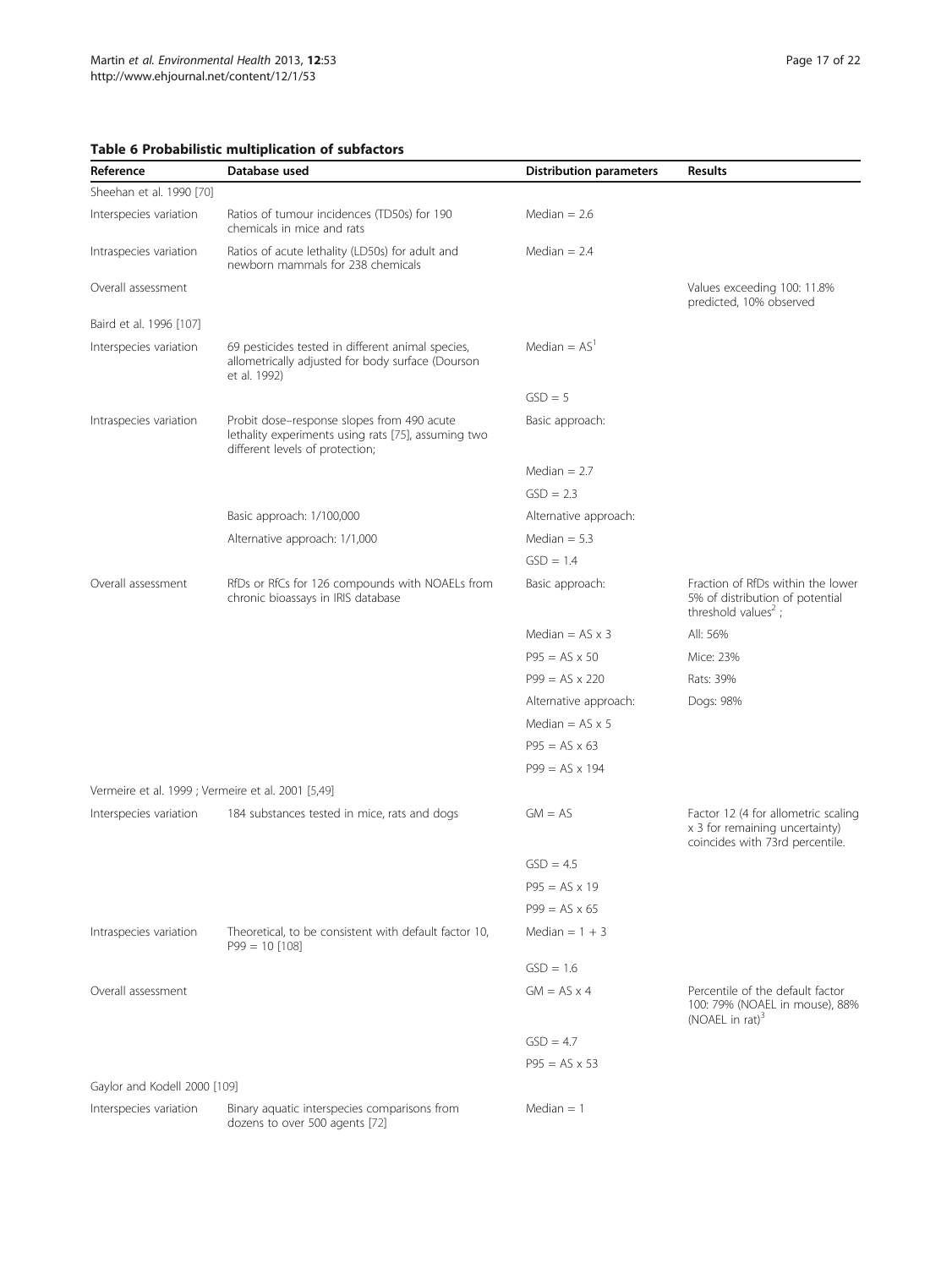**Table 6 Probabilistic multiplication of subfactors**

| Reference | Database used | Distribution parameters | Results |
|---|---|---|---|
| Sheehan et al. 1990 [70] | | | |
| Interspecies variation | Ratios of tumour incidences (TD50s) for 190 chemicals in mice and rats | Median = 2.6 | |
| Intraspecies variation | Ratios of acute lethality (LD50s) for adult and newborn mammals for 238 chemicals | Median = 2.4 | |
| Overall assessment | | | Values exceeding 100: 11.8% predicted, 10% observed |
| Baird et al. 1996 [107] | | | |
| Interspecies variation | 69 pesticides tested in different animal species, allometrically adjusted for body surface (Dourson et al. 1992) | Median = AS[1] | |
| | | GSD = 5 | |
| Intraspecies variation | Probit dose–response slopes from 490 acute lethality experiments using rats [75], assuming two different levels of protection; | Basic approach: | |
| | | Median = 2.7 | |
| | | GSD = 2.3 | |
| | Basic approach: 1/100,000 | Alternative approach: | |
| | Alternative approach: 1/1,000 | Median = 5.3 | |
| | | GSD = 1.4 | |
| Overall assessment | RfDs or RfCs for 126 compounds with NOAELs from chronic bioassays in IRIS database | Basic approach: | Fraction of RfDs within the lower 5% of distribution of potential threshold values[2]; |
| | | Median = AS x 3 | All: 56% |
| | | P95 = AS x 50 | Mice: 23% |
| | | P99 = AS x 220 | Rats: 39% |
| | | Alternative approach: | Dogs: 98% |
| | | Median = AS x 5 | |
| | | P95 = AS x 63 | |
| | | P99 = AS x 194 | |
| Vermeire et al. 1999 ; Vermeire et al. 2001 [5,49] | | | |
| Interspecies variation | 184 substances tested in mice, rats and dogs | GM = AS | Factor 12 (4 for allometric scaling x 3 for remaining uncertainty) coincides with 73rd percentile. |
| | | GSD = 4.5 | |
| | | P95 = AS x 19 | |
| | | P99 = AS x 65 | |
| Intraspecies variation | Theoretical, to be consistent with default factor 10, P99 = 10 [108] | Median = 1 + 3 | |
| | | GSD = 1.6 | |
| Overall assessment | | GM = AS x 4 | Percentile of the default factor 100: 79% (NOAEL in mouse), 88% (NOAEL in rat)[3] |
| | | GSD = 4.7 | |
| | | P95 = AS x 53 | |
| Gaylor and Kodell 2000 [109] | | | |
| Interspecies variation | Binary aquatic interspecies comparisons from dozens to over 500 agents [72] | Median = 1 | |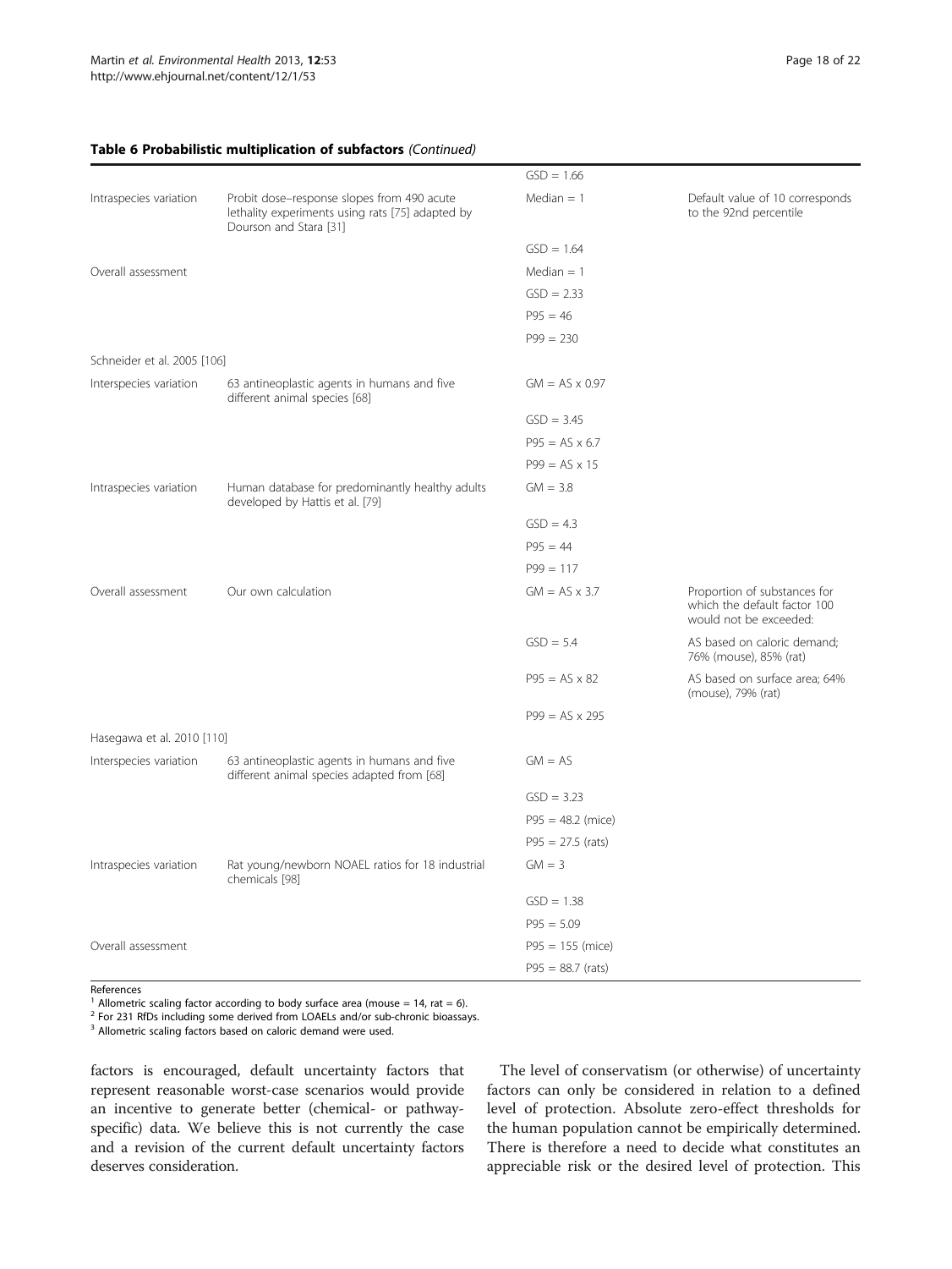**Table 6 Probabilistic multiplication of subfactors** *(Continued)*

| | | | |
|---|---|---|---|
| | | GSD = 1.66 | |
| Intraspecies variation | Probit dose–response slopes from 490 acute lethality experiments using rats [75] adapted by Dourson and Stara [31] | Median = 1 | Default value of 10 corresponds to the 92nd percentile |
| | | GSD = 1.64 | |
| Overall assessment | | Median = 1 | |
| | | GSD = 2.33 | |
| | | P95 = 46 | |
| | | P99 = 230 | |
| Schneider et al. 2005 [106] | | | |
| Interspecies variation | 63 antineoplastic agents in humans and five different animal species [68] | GM = AS x 0.97 | |
| | | GSD = 3.45 | |
| | | P95 = AS x 6.7 | |
| | | P99 = AS x 15 | |
| Intraspecies variation | Human database for predominantly healthy adults developed by Hattis et al. [79] | GM = 3.8 | |
| | | GSD = 4.3 | |
| | | P95 = 44 | |
| | | P99 = 117 | |
| Overall assessment | Our own calculation | GM = AS x 3.7 | Proportion of substances for which the default factor 100 would not be exceeded: |
| | | GSD = 5.4 | AS based on caloric demand; 76% (mouse), 85% (rat) |
| | | P95 = AS x 82 | AS based on surface area; 64% (mouse), 79% (rat) |
| | | P99 = AS x 295 | |
| Hasegawa et al. 2010 [110] | | | |
| Interspecies variation | 63 antineoplastic agents in humans and five different animal species adapted from [68] | GM = AS | |
| | | GSD = 3.23 | |
| | | P95 = 48.2 (mice) | |
| | | P95 = 27.5 (rats) | |
| Intraspecies variation | Rat young/newborn NOAEL ratios for 18 industrial chemicals [98] | GM = 3 | |
| | | GSD = 1.38 | |
| | | P95 = 5.09 | |
| Overall assessment | | P95 = 155 (mice) | |
| | | P95 = 88.7 (rats) | |

References
[1] Allometric scaling factor according to body surface area (mouse = 14, rat = 6).
[2] For 231 RfDs including some derived from LOAELs and/or sub-chronic bioassays.
[3] Allometric scaling factors based on caloric demand were used.

factors is encouraged, default uncertainty factors that represent reasonable worst-case scenarios would provide an incentive to generate better (chemical- or pathway-specific) data. We believe this is not currently the case and a revision of the current default uncertainty factors deserves consideration.

The level of conservatism (or otherwise) of uncertainty factors can only be considered in relation to a defined level of protection. Absolute zero-effect thresholds for the human population cannot be empirically determined. There is therefore a need to decide what constitutes an appreciable risk or the desired level of protection. This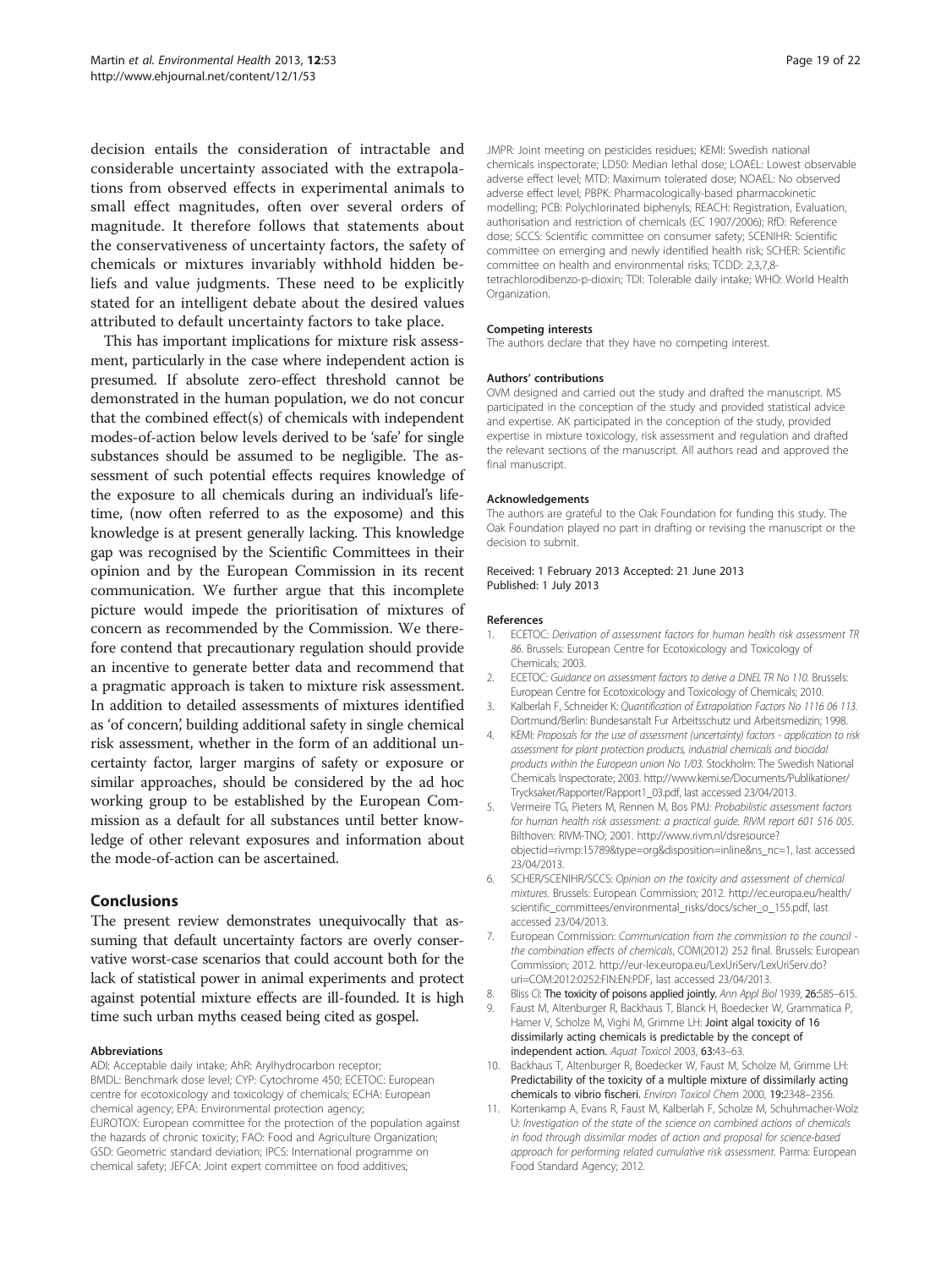decision entails the consideration of intractable and considerable uncertainty associated with the extrapolations from observed effects in experimental animals to small effect magnitudes, often over several orders of magnitude. It therefore follows that statements about the conservativeness of uncertainty factors, the safety of chemicals or mixtures invariably withhold hidden beliefs and value judgments. These need to be explicitly stated for an intelligent debate about the desired values attributed to default uncertainty factors to take place.

This has important implications for mixture risk assessment, particularly in the case where independent action is presumed. If absolute zero-effect threshold cannot be demonstrated in the human population, we do not concur that the combined effect(s) of chemicals with independent modes-of-action below levels derived to be 'safe' for single substances should be assumed to be negligible. The assessment of such potential effects requires knowledge of the exposure to all chemicals during an individual's lifetime, (now often referred to as the exposome) and this knowledge is at present generally lacking. This knowledge gap was recognised by the Scientific Committees in their opinion and by the European Commission in its recent communication. We further argue that this incomplete picture would impede the prioritisation of mixtures of concern as recommended by the Commission. We therefore contend that precautionary regulation should provide an incentive to generate better data and recommend that a pragmatic approach is taken to mixture risk assessment. In addition to detailed assessments of mixtures identified as 'of concern', building additional safety in single chemical risk assessment, whether in the form of an additional uncertainty factor, larger margins of safety or exposure or similar approaches, should be considered by the ad hoc working group to be established by the European Commission as a default for all substances until better knowledge of other relevant exposures and information about the mode-of-action can be ascertained.

## Conclusions

The present review demonstrates unequivocally that assuming that default uncertainty factors are overly conservative worst-case scenarios that could account both for the lack of statistical power in animal experiments and protect against potential mixture effects are ill-founded. It is high time such urban myths ceased being cited as gospel.

#### Abbreviations

ADI: Acceptable daily intake; AhR: Arylhydrocarbon receptor; BMDL: Benchmark dose level; CYP: Cytochrome 450; ECETOC: European centre for ecotoxicology and toxicology of chemicals; ECHA: European chemical agency; EPA: Environmental protection agency; EUROTOX: European committee for the protection of the population against the hazards of chronic toxicity; FAO: Food and Agriculture Organization; GSD: Geometric standard deviation; IPCS: International programme on chemical safety; JEFCA: Joint expert committee on food additives; JMPR: Joint meeting on pesticides residues; KEMI: Swedish national chemicals inspectorate; LD50: Median lethal dose; LOAEL: Lowest observable adverse effect level; MTD: Maximum tolerated dose; NOAEL: No observed adverse effect level; PBPK: Pharmacologically-based pharmacokinetic modelling; PCB: Polychlorinated biphenyls; REACH: Registration, Evaluation, authorisation and restriction of chemicals (EC 1907/2006); RfD: Reference dose; SCCS: Scientific committee on consumer safety; SCENIHR: Scientific committee on emerging and newly identified health risk; SCHER: Scientific committee on health and environmental risks; TCDD: 2,3,7,8-tetrachlorodibenzo-p-dioxin; TDI: Tolerable daily intake; WHO: World Health Organization.

#### Competing interests

The authors declare that they have no competing interest.

#### Authors' contributions

OVM designed and carried out the study and drafted the manuscript. MS participated in the conception of the study and provided statistical advice and expertise. AK participated in the conception of the study, provided expertise in mixture toxicology, risk assessment and regulation and drafted the relevant sections of the manuscript. All authors read and approved the final manuscript.

#### Acknowledgements

The authors are grateful to the Oak Foundation for funding this study. The Oak Foundation played no part in drafting or revising the manuscript or the decision to submit.

Received: 1 February 2013 Accepted: 21 June 2013
Published: 1 July 2013

#### References

1. ECETOC: *Derivation of assessment factors for human health risk assessment TR 86*. Brussels: European Centre for Ecotoxicology and Toxicology of Chemicals; 2003.
2. ECETOC: *Guidance on assessment factors to derive a DNEL TR No 110*. Brussels: European Centre for Ecotoxicology and Toxicology of Chemicals; 2010.
3. Kalberlah F, Schneider K: *Quantification of Extrapolation Factors No 1116 06 113*. Dortmund/Berlin: Bundesanstalt Fur Arbeitsschutz und Arbeitsmedizin; 1998.
4. KEMI: *Proposals for the use of assessment (uncertainty) factors - application to risk assessment for plant protection products, industrial chemicals and biocidal products within the European union No 1/03*. Stockholm: The Swedish National Chemicals Inspectorate; 2003. http://www.kemi.se/Documents/Publikationer/Trycksaker/Rapporter/Rapport1_03.pdf, last accessed 23/04/2013.
5. Vermeire TG, Pieters M, Rennen M, Bos PMJ: *Probabilistic assessment factors for human health risk assessment: a practical guide. RIVM report 601 516 005*. Bilthoven: RIVM-TNO; 2001. http://www.rivm.nl/dsresource?objectid=rivmp:15789&type=org&disposition=inline&ns_nc=1, last accessed 23/04/2013.
6. SCHER/SCENIHR/SCCS: *Opinion on the toxicity and assessment of chemical mixtures*. Brussels: European Commission; 2012. http://ec.europa.eu/health/scientific_committees/environmental_risks/docs/scher_o_155.pdf, last accessed 23/04/2013.
7. European Commission: *Communication from the commission to the council - the combination effects of chemicals*, COM(2012) 252 final. Brussels: European Commission; 2012. http://eur-lex.europa.eu/LexUriServ/LexUriServ.do?uri=COM:2012:0252:FIN:EN:PDF, last accessed 23/04/2013.
8. Bliss CI: **The toxicity of poisons applied jointly.** *Ann Appl Biol* 1939, **26:**585–615.
9. Faust M, Altenburger R, Backhaus T, Blanck H, Boedecker W, Grammatica P, Hamer V, Scholze M, Vighi M, Grimme LH: **Joint algal toxicity of 16 dissimilarly acting chemicals is predictable by the concept of independent action.** *Aquat Toxicol* 2003, **63:**43–63.
10. Backhaus T, Altenburger R, Boedecker W, Faust M, Scholze M, Grimme LH: **Predictability of the toxicity of a multiple mixture of dissimilarly acting chemicals to vibrio fischeri.** *Environ Toxicol Chem* 2000, **19:**2348–2356.
11. Kortenkamp A, Evans R, Faust M, Kalberlah F, Scholze M, Schuhmacher-Wolz U: *Investigation of the state of the science on combined actions of chemicals in food through dissimilar modes of action and proposal for science-based approach for performing related cumulative risk assessment*. Parma: European Food Standard Agency; 2012.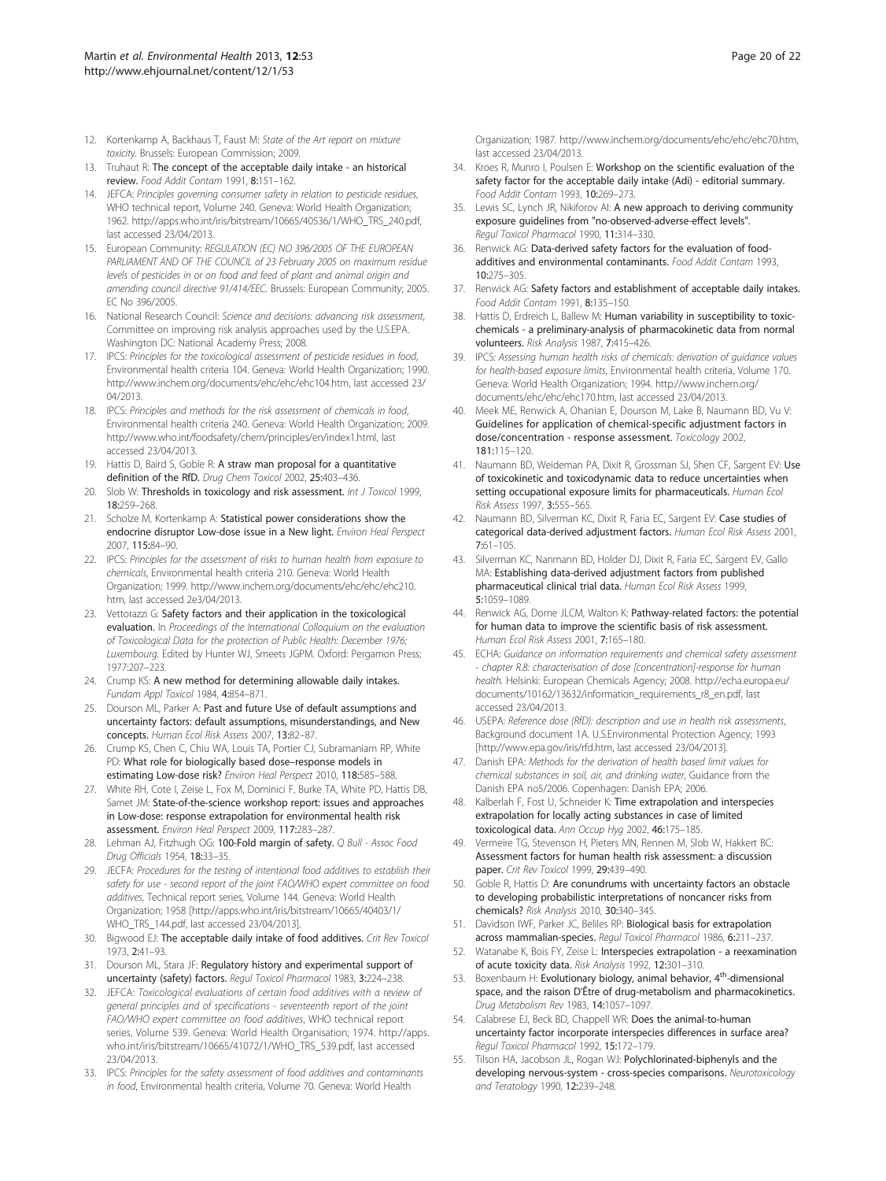12. Kortenkamp A, Backhaus T, Faust M: *State of the Art report on mixture toxicity*. Brussels: European Commission; 2009.
13. Truhaut R: **The concept of the acceptable daily intake - an historical review.** *Food Addit Contam* 1991, **8:**151–162.
14. JEFCA: *Principles governing consumer safety in relation to pesticide residues*, WHO technical report, Volume 240. Geneva: World Health Organization; 1962. http://apps.who.int/iris/bitstream/10665/40536/1/WHO_TRS_240.pdf, last accessed 23/04/2013.
15. European Community: *REGULATION (EC) NO 396/2005 OF THE EUROPEAN PARLIAMENT AND OF THE COUNCIL of 23 February 2005 on maximum residue levels of pesticides in or on food and feed of plant and animal origin and amending council directive 91/414/EEC*. Brussels: European Community; 2005. EC No 396/2005.
16. National Research Council: *Science and decisions: advancing risk assessment*, Committee on improving risk analysis approaches used by the U.S.EPA. Washington DC: National Academy Press; 2008.
17. IPCS: *Principles for the toxicological assessment of pesticide residues in food*, Environmental health criteria 104. Geneva: World Health Organization; 1990. http://www.inchem.org/documents/ehc/ehc/ehc104.htm, last accessed 23/04/2013.
18. IPCS: *Principles and methods for the risk assessment of chemicals in food*, Environmental health criteria 240. Geneva: World Health Organization; 2009. http://www.who.int/foodsafety/chem/principles/en/index1.html, last accessed 23/04/2013.
19. Hattis D, Baird S, Goble R: **A straw man proposal for a quantitative definition of the RfD.** *Drug Chem Toxicol* 2002, **25:**403–436.
20. Slob W: **Thresholds in toxicology and risk assessment.** *Int J Toxicol* 1999, **18:**259–268.
21. Scholze M, Kortenkamp A: **Statistical power considerations show the endocrine disruptor Low-dose issue in a New light.** *Environ Heal Perspect* 2007, **115:**84–90.
22. IPCS: *Principles for the assessment of risks to human health from exposure to chemicals*, Environmental health criteria 210. Geneva: World Health Organization; 1999. http://www.inchem.org/documents/ehc/ehc/ehc210.htm, last accessed 2e3/04/2013.
23. Vettorazzi G: **Safety factors and their application in the toxicological evaluation.** In *Proceedings of the International Colloquium on the evaluation of Toxicological Data for the protection of Public Health: December 1976; Luxembourg*. Edited by Hunter WJ, Smeets JGPM. Oxford: Pergamon Press; 1977:207–223.
24. Crump KS: **A new method for determining allowable daily intakes.** *Fundam Appl Toxicol* 1984, **4:**854–871.
25. Dourson ML, Parker A: **Past and future Use of default assumptions and uncertainty factors: default assumptions, misunderstandings, and New concepts.** *Human Ecol Risk Assess* 2007, **13:**82–87.
26. Crump KS, Chen C, Chiu WA, Louis TA, Portier CJ, Subramaniam RP, White PD: **What role for biologically based dose–response models in estimating Low-dose risk?** *Environ Heal Perspect* 2010, **118:**585–588.
27. White RH, Cote I, Zeise L, Fox M, Dominici F, Burke TA, White PD, Hattis DB, Samet JM: **State-of-the-science workshop report: issues and approaches in Low-dose: response extrapolation for environmental health risk assessment.** *Environ Heal Perspect* 2009, **117:**283–287.
28. Lehman AJ, Fitzhugh OG: **100-Fold margin of safety.** *Q Bull - Assoc Food Drug Officials* 1954, **18:**33–35.
29. JECFA: *Procedures for the testing of intentional food additives to establish their safety for use - second report of the joint FAO/WHO expert committee on food additives*, Technical report series, Volume 144. Geneva: World Health Organization; 1958 [http://apps.who.int/iris/bitstream/10665/40403/1/WHO_TRS_144.pdf, last accessed 23/04/2013].
30. Bigwood EJ: **The acceptable daily intake of food additives.** *Crit Rev Toxicol* 1973, **2:**41–93.
31. Dourson ML, Stara JF: **Regulatory history and experimental support of uncertainty (safety) factors.** *Regul Toxicol Pharmacol* 1983, **3:**224–238.
32. JEFCA: *Toxicological evaluations of certain food additives with a review of general principles and of specifications - seventeenth report of the joint FAO/WHO expert committee on food additives*, WHO technical report series, Volume 539. Geneva: World Health Organisation; 1974. http://apps.who.int/iris/bitstream/10665/41072/1/WHO_TRS_539.pdf, last accessed 23/04/2013.
33. IPCS: *Principles for the safety assessment of food additives and contaminants in food*, Environmental health criteria, Volume 70. Geneva: World Health Organization; 1987. http://www.inchem.org/documents/ehc/ehc/ehc70.htm, last accessed 23/04/2013.
34. Kroes R, Munro I, Poulsen E: **Workshop on the scientific evaluation of the safety factor for the acceptable daily intake (Adi) - editorial summary.** *Food Addit Contam* 1993, **10:**269–273.
35. Lewis SC, Lynch JR, Nikiforov AI: **A new approach to deriving community exposure guidelines from "no-observed-adverse-effect levels".** *Regul Toxicol Pharmacol* 1990, **11:**314–330.
36. Renwick AG: **Data-derived safety factors for the evaluation of food-additives and environmental contaminants.** *Food Addit Contam* 1993, **10:**275–305.
37. Renwick AG: **Safety factors and establishment of acceptable daily intakes.** *Food Addit Contam* 1991, **8:**135–150.
38. Hattis D, Erdreich L, Ballew M: **Human variability in susceptibility to toxic-chemicals - a preliminary-analysis of pharmacokinetic data from normal volunteers.** *Risk Analysis* 1987, **7:**415–426.
39. IPCS: *Assessing human health risks of chemicals: derivation of guidance values for health-based exposure limits*, Environmental health criteria, Volume 170. Geneva: World Health Organization; 1994. http://www.inchem.org/documents/ehc/ehc/ehc170.htm, last accessed 23/04/2013.
40. Meek ME, Renwick A, Ohanian E, Dourson M, Lake B, Naumann BD, Vu V: **Guidelines for application of chemical-specific adjustment factors in dose/concentration - response assessment.** *Toxicology* 2002, **181:**115–120.
41. Naumann BD, Weideman PA, Dixit R, Grossman SJ, Shen CF, Sargent EV: **Use of toxicokinetic and toxicodynamic data to reduce uncertainties when setting occupational exposure limits for pharmaceuticals.** *Human Ecol Risk Assess* 1997, **3:**555–565.
42. Naumann BD, Silverman KC, Dixit R, Faria EC, Sargent EV: **Case studies of categorical data-derived adjustment factors.** *Human Ecol Risk Assess* 2001, **7:**61–105.
43. Silverman KC, Nanmann BD, Holder DJ, Dixit R, Faria EC, Sargent EV, Gallo MA: **Establishing data-derived adjustment factors from published pharmaceutical clinical trial data.** *Human Ecol Risk Assess* 1999, **5:**1059–1089.
44. Renwick AG, Dorne JLCM, Walton K: **Pathway-related factors: the potential for human data to improve the scientific basis of risk assessment.** *Human Ecol Risk Assess* 2001, **7:**165–180.
45. ECHA: *Guidance on information requirements and chemical safety assessment - chapter R.8: characterisation of dose [concentration]-response for human health*. Helsinki: European Chemicals Agency; 2008. http://echa.europa.eu/documents/10162/13632/information_requirements_r8_en.pdf, last accessed 23/04/2013.
46. USEPA: *Reference dose (RfD): description and use in health risk assessments*, Background document 1A. U.S.Environmental Protection Agency; 1993 [http://www.epa.gov/iris/rfd.htm, last accessed 23/04/2013].
47. Danish EPA: *Methods for the derivation of health based limit values for chemical substances in soil, air, and drinking water*, Guidance from the Danish EPA no5/2006. Copenhagen: Danish EPA; 2006.
48. Kalberlah F, Fost U, Schneider K: **Time extrapolation and interspecies extrapolation for locally acting substances in case of limited toxicological data.** *Ann Occup Hyg* 2002, **46:**175–185.
49. Vermeire TG, Stevenson H, Pieters MN, Rennen M, Slob W, Hakkert BC: **Assessment factors for human health risk assessment: a discussion paper.** *Crit Rev Toxicol* 1999, **29:**439–490.
50. Goble R, Hattis D: **Are conundrums with uncertainty factors an obstacle to developing probabilistic interpretations of noncancer risks from chemicals?** *Risk Analysis* 2010, **30:**340–345.
51. Davidson IWF, Parker JC, Beliles RP: **Biological basis for extrapolation across mammalian-species.** *Regul Toxicol Pharmacol* 1986, **6:**211–237.
52. Watanabe K, Bois FY, Zeise L: **Interspecies extrapolation - a reexamination of acute toxicity data.** *Risk Analysis* 1992, **12:**301–310.
53. Boxenbaum H: **Evolutionary biology, animal behavior, 4th-dimensional space, and the raison D'Être of drug-metabolism and pharmacokinetics.** *Drug Metabolism Rev* 1983, **14:**1057–1097.
54. Calabrese EJ, Beck BD, Chappell WR: **Does the animal-to-human uncertainty factor incorporate interspecies differences in surface area?** *Regul Toxicol Pharmacol* 1992, **15:**172–179.
55. Tilson HA, Jacobson JL, Rogan WJ: **Polychlorinated-biphenyls and the developing nervous-system - cross-species comparisons.** *Neurotoxicology and Teratology* 1990, **12:**239–248.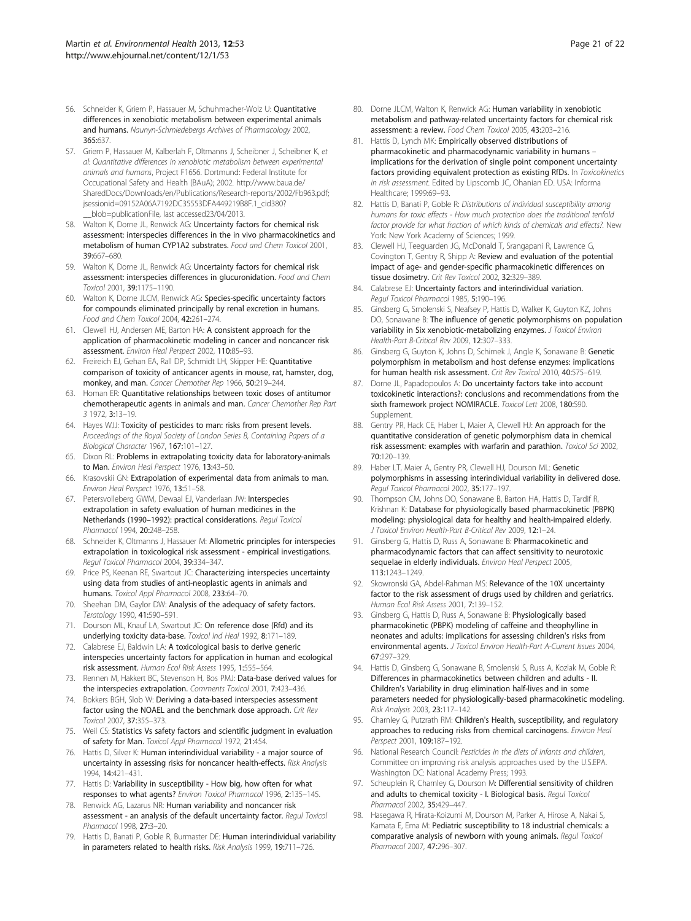56. Schneider K, Griem P, Hassauer M, Schuhmacher-Wolz U: **Quantitative differences in xenobiotic metabolism between experimental animals and humans.** *Naunyn-Schmiedebergs Archives of Pharmacology* 2002, **365:**637.
57. Griem P, Hassauer M, Kalberlah F, Oltmanns J, Scheibner J, Scheibner K, *et al*: *Quantitative differences in xenobiotic metabolism between experimental animals and humans*, Project F1656. Dortmund: Federal Institute for Occupational Safety and Health (BAuA); 2002. http://www.baua.de/SharedDocs/Downloads/en/Publications/Research-reports/2002/Fb963.pdf;jsessionid=09152A06A7192DC35553DFA449219B8F.1_cid380?__blob=publicationFile, last accessed23/04/2013.
58. Walton K, Dorne JL, Renwick AG: **Uncertainty factors for chemical risk assessment: interspecies differences in the in vivo pharmacokinetics and metabolism of human CYP1A2 substrates.** *Food and Chem Toxicol* 2001, **39:**667–680.
59. Walton K, Dorne JL, Renwick AG: **Uncertainty factors for chemical risk assessment: interspecies differences in glucuronidation.** *Food and Chem Toxicol* 2001, **39:**1175–1190.
60. Walton K, Dorne JLCM, Renwick AG: **Species-specific uncertainty factors for compounds eliminated principally by renal excretion in humans.** *Food and Chem Toxicol* 2004, **42:**261–274.
61. Clewell HJ, Andersen ME, Barton HA: **A consistent approach for the application of pharmacokinetic modeling in cancer and noncancer risk assessment.** *Environ Heal Perspect* 2002, **110:**85–93.
62. Freireich EJ, Gehan EA, Rall DP, Schmidt LH, Skipper HE: **Quantitative comparison of toxicity of anticancer agents in mouse, rat, hamster, dog, monkey, and man.** *Cancer Chemother Rep* 1966, **50:**219–244.
63. Homan ER: **Quantitative relationships between toxic doses of antitumor chemotherapeutic agents in animals and man.** *Cancer Chemother Rep Part 3* 1972, **3:**13–19.
64. Hayes WJJ: **Toxicity of pesticides to man: risks from present levels.** *Proceedings of the Royal Society of London Series B, Containing Papers of a Biological Character* 1967, **167:**101–127.
65. Dixon RL: **Problems in extrapolating toxicity data for laboratory-animals to Man.** *Environ Heal Perspect* 1976, **13:**43–50.
66. Krasovskii GN: **Extrapolation of experimental data from animals to man.** *Environ Heal Perspect* 1976, **13:**51–58.
67. Petersvolleberg GWM, Dewaal EJ, Vanderlaan JW: **Interspecies extrapolation in safety evaluation of human medicines in the Netherlands (1990–1992): practical considerations.** *Regul Toxicol Pharmacol* 1994, **20:**248–258.
68. Schneider K, Oltmanns J, Hassauer M: **Allometric principles for interspecies extrapolation in toxicological risk assessment - empirical investigations.** *Regul Toxicol Pharmacol* 2004, **39:**334–347.
69. Price PS, Keenan RE, Swartout JC: **Characterizing interspecies uncertainty using data from studies of anti-neoplastic agents in animals and humans.** *Toxicol Appl Pharmacol* 2008, **233:**64–70.
70. Sheehan DM, Gaylor DW: **Analysis of the adequacy of safety factors.** *Teratology* 1990, **41:**590–591.
71. Dourson ML, Knauf LA, Swartout JC: **On reference dose (Rfd) and its underlying toxicity data-base.** *Toxicol Ind Heal* 1992, **8:**171–189.
72. Calabrese EJ, Baldwin LA: **A toxicological basis to derive generic interspecies uncertainty factors for application in human and ecological risk assessment.** *Human Ecol Risk Assess* 1995, **1:**555–564.
73. Rennen M, Hakkert BC, Stevenson H, Bos PMJ: **Data-base derived values for the interspecies extrapolation.** *Comments Toxicol* 2001, **7:**423–436.
74. Bokkers BGH, Slob W: **Deriving a data-based interspecies assessment factor using the NOAEL and the benchmark dose approach.** *Crit Rev Toxicol* 2007, **37:**355–373.
75. Weil CS: **Statistics Vs safety factors and scientific judgment in evaluation of safety for Man.** *Toxicol Appl Pharmacol* 1972, **21:**454.
76. Hattis D, Silver K: **Human interindividual variability - a major source of uncertainty in assessing risks for noncancer health-effects.** *Risk Analysis* 1994, **14:**421–431.
77. Hattis D: **Variability in susceptibility - How big, how often for what responses to what agents?** *Environ Toxicol Pharmacol* 1996, **2:**135–145.
78. Renwick AG, Lazarus NR: **Human variability and noncancer risk assessment - an analysis of the default uncertainty factor.** *Regul Toxicol Pharmacol* 1998, **27:**3–20.
79. Hattis D, Banati P, Goble R, Burmaster DE: **Human interindividual variability in parameters related to health risks.** *Risk Analysis* 1999, **19:**711–726.
80. Dorne JLCM, Walton K, Renwick AG: **Human variability in xenobiotic metabolism and pathway-related uncertainty factors for chemical risk assessment: a review.** *Food Chem Toxicol* 2005, **43:**203–216.
81. Hattis D, Lynch MK: **Empirically observed distributions of pharmacokinetic and pharmacodynamic variability in humans – implications for the derivation of single point component uncertainty factors providing equivalent protection as existing RfDs.** In *Toxicokinetics in risk assessment*. Edited by Lipscomb JC, Ohanian ED. USA: Informa Healthcare; 1999:69–93.
82. Hattis D, Banati P, Goble R: *Distributions of individual susceptibility among humans for toxic effects - How much protection does the traditional tenfold factor provide for what fraction of which kinds of chemicals and effects?*. New York: New York Academy of Sciences; 1999.
83. Clewell HJ, Teeguarden JG, McDonald T, Srangapani R, Lawrence G, Covington T, Gentry R, Shipp A: **Review and evaluation of the potential impact of age- and gender-specific pharmacokinetic differences on tissue dosimetry.** *Crit Rev Toxicol* 2002, **32:**329–389.
84. Calabrese EJ: **Uncertainty factors and interindividual variation.** *Regul Toxicol Pharmacol* 1985, **5:**190–196.
85. Ginsberg G, Smolenski S, Neafsey P, Hattis D, Walker K, Guyton KZ, Johns DO, Sonawane B: **The influence of genetic polymorphisms on population variability in Six xenobiotic-metabolizing enzymes.** *J Toxicol Environ Health-Part B-Critical Rev* 2009, **12:**307–333.
86. Ginsberg G, Guyton K, Johns D, Schimek J, Angle K, Sonawane B: **Genetic polymorphism in metabolism and host defense enzymes: implications for human health risk assessment.** *Crit Rev Toxicol* 2010, **40:**575–619.
87. Dorne JL, Papadopoulos A: **Do uncertainty factors take into account toxicokinetic interactions?: conclusions and recommendations from the sixth framework project NOMIRACLE.** *Toxicol Lett* 2008, **180:**S90. Supplement.
88. Gentry PR, Hack CE, Haber L, Maier A, Clewell HJ: **An approach for the quantitative consideration of genetic polymorphism data in chemical risk assessment: examples with warfarin and parathion.** *Toxicol Sci* 2002, **70:**120–139.
89. Haber LT, Maier A, Gentry PR, Clewell HJ, Dourson ML: **Genetic polymorphisms in assessing interindividual variability in delivered dose.** *Regul Toxicol Pharmacol* 2002, **35:**177–197.
90. Thompson CM, Johns DO, Sonawane B, Barton HA, Hattis D, Tardif R, Krishnan K: **Database for physiologically based pharmacokinetic (PBPK) modeling: physiological data for healthy and health-impaired elderly.** *J Toxicol Environ Health-Part B-Critical Rev* 2009, **12:**1–24.
91. Ginsberg G, Hattis D, Russ A, Sonawane B: **Pharmacokinetic and pharmacodynamic factors that can affect sensitivity to neurotoxic sequelae in elderly individuals.** *Environ Heal Perspect* 2005, **113:**1243–1249.
92. Skowronski GA, Abdel-Rahman MS: **Relevance of the 10X uncertainty factor to the risk assessment of drugs used by children and geriatrics.** *Human Ecol Risk Assess* 2001, **7:**139–152.
93. Ginsberg G, Hattis D, Russ A, Sonawane B: **Physiologically based pharmacokinetic (PBPK) modeling of caffeine and theophylline in neonates and adults: implications for assessing children's risks from environmental agents.** *J Toxicol Environ Health-Part A-Current Issues* 2004, **67:**297–329.
94. Hattis D, Ginsberg G, Sonawane B, Smolenski S, Russ A, Kozlak M, Goble R: **Differences in pharmacokinetics between children and adults - II. Children's Variability in drug elimination half-lives and in some parameters needed for physiologically-based pharmacokinetic modeling.** *Risk Analysis* 2003, **23:**117–142.
95. Charnley G, Putzrath RM: **Children's Health, susceptibility, and regulatory approaches to reducing risks from chemical carcinogens.** *Environ Heal Perspect* 2001, **109:**187–192.
96. National Research Council: *Pesticides in the diets of infants and children*, Committee on improving risk analysis approaches used by the U.S.EPA. Washington DC: National Academy Press; 1993.
97. Scheuplein R, Charnley G, Dourson M: **Differential sensitivity of children and adults to chemical toxicity - I. Biological basis.** *Regul Toxicol Pharmacol* 2002, **35:**429–447.
98. Hasegawa R, Hirata-Koizumi M, Dourson M, Parker A, Hirose A, Nakai S, Kamata E, Ema M: **Pediatric susceptibility to 18 industrial chemicals: a comparative analysis of newborn with young animals.** *Regul Toxicol Pharmacol* 2007, **47:**296–307.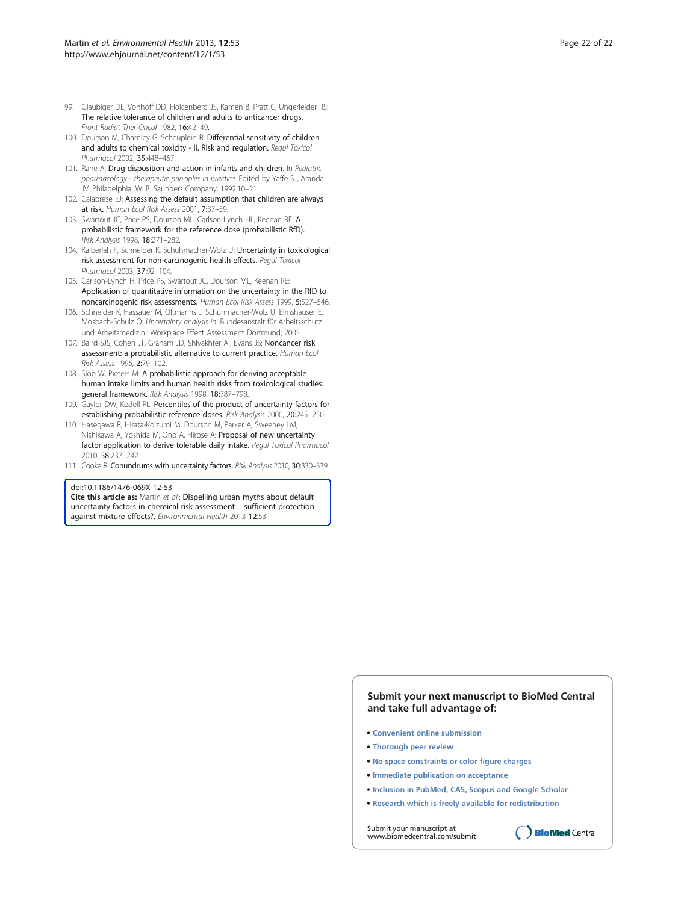99. Glaubiger DL, Vonhoff DD, Holcenberg JS, Kamen B, Pratt C, Ungerleider RS: The relative tolerance of children and adults to anticancer drugs. *Front Radiat Ther Oncol* 1982, **16:**42–49.
100. Dourson M, Charnley G, Scheuplein R: Differential sensitivity of children and adults to chemical toxicity - II. Risk and regulation. *Regul Toxicol Pharmacol* 2002, **35:**448–467.
101. Rane A: Drug disposition and action in infants and children. In *Pediatric pharmacology - therapeutic principles in practice.* Edited by Yaffe SJ, Aranda JV. Philadelphia: W. B. Saunders Company; 1992:10–21.
102. Calabrese EJ: Assessing the default assumption that children are always at risk. *Human Ecol Risk Assess* 2001, **7:**37–59.
103. Swartout JC, Price PS, Dourson ML, Carlson-Lynch HL, Keenan RE: A probabilistic framework for the reference dose (probabilistic RfD). *Risk Analysis* 1998, **18:**271–282.
104. Kalberlah F, Schneider K, Schuhmacher-Wolz U: Uncertainty in toxicological risk assessment for non-carcinogenic health effects. *Regul Toxicol Pharmacol* 2003, **37:**92–104.
105. Carlson-Lynch H, Price PS, Swartout JC, Dourson ML, Keenan RE: Application of quantitative information on the uncertainty in the RfD to noncarcinogenic risk assessments. *Human Ecol Risk Assess* 1999, **5:**527–546.
106. Schneider K, Hassauer M, Oltmanns J, Schuhmacher-Wolz U, Elmshauser E, Mosbach-Schulz O: *Uncertainty analysis in.* Bundesanstalt für Arbeitsschutz und Arbeitsmedizin.: Workplace Effect Assessment Dortmund; 2005.
107. Baird SJS, Cohen JT, Graham JD, Shlyakhter AI, Evans JS: Noncancer risk assessment: a probabilistic alternative to current practice. *Human Ecol Risk Assess* 1996, **2:**79–102.
108. Slob W, Pieters M: A probabilistic approach for deriving acceptable human intake limits and human health risks from toxicological studies: general framework. *Risk Analysis* 1998, **18:**787–798.
109. Gaylor DW, Kodell RL: Percentiles of the product of uncertainty factors for establishing probabilistic reference doses. *Risk Analysis* 2000, **20:**245–250.
110. Hasegawa R, Hirata-Koizumi M, Dourson M, Parker A, Sweeney LM, Nishikawa A, Yoshida M, Ono A, Hirose A: Proposal of new uncertainty factor application to derive tolerable daily intake. *Regul Toxicol Pharmacol* 2010, **58:**237–242.
111. Cooke R: Conundrums with uncertainty factors. *Risk Analysis* 2010, **30:**330–339.

doi:10.1186/1476-069X-12-53

**Cite this article as:** Martin *et al.*: Dispelling urban myths about default uncertainty factors in chemical risk assessment – sufficient protection against mixture effects?. *Environmental Health* 2013 **12**:53.